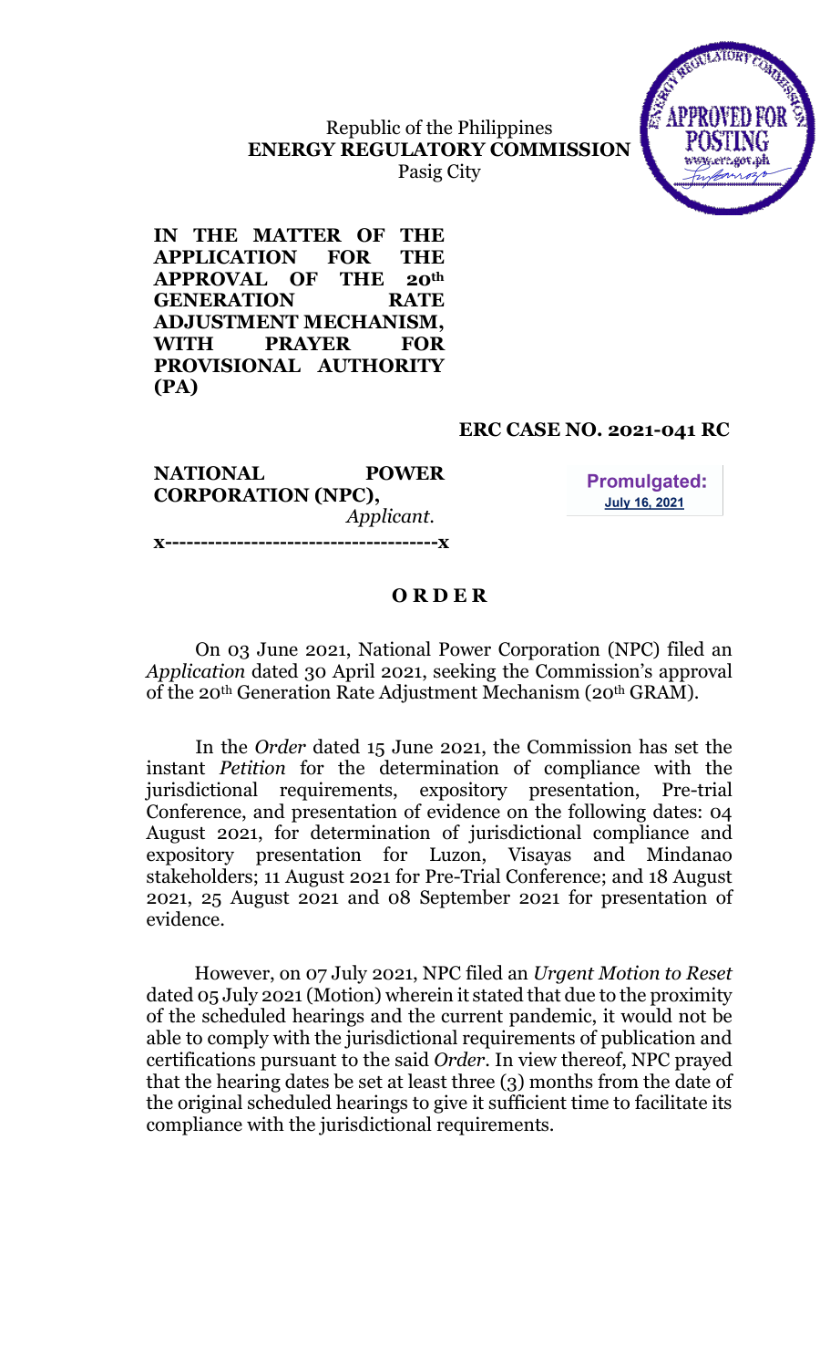Republic of the Philippines
**ENERGY REGULATORY COMMISSION**
Pasig City

**IN THE MATTER OF THE APPLICATION FOR THE APPROVAL OF THE 20th GENERATION RATE ADJUSTMENT MECHANISM, WITH PRAYER FOR PROVISIONAL AUTHORITY (PA)**

**ERC CASE NO. 2021-041 RC**

**NATIONAL POWER CORPORATION (NPC),**
*Applicant.*

**Promulgated:**
**July 16, 2021**

**x--------------------------------------x**

## O R D E R

On 03 June 2021, National Power Corporation (NPC) filed an *Application* dated 30 April 2021, seeking the Commission's approval of the 20th Generation Rate Adjustment Mechanism (20th GRAM).

In the *Order* dated 15 June 2021, the Commission has set the instant *Petition* for the determination of compliance with the jurisdictional requirements, expository presentation, Pre-trial Conference, and presentation of evidence on the following dates: 04 August 2021, for determination of jurisdictional compliance and expository presentation for Luzon, Visayas and Mindanao stakeholders; 11 August 2021 for Pre-Trial Conference; and 18 August 2021, 25 August 2021 and 08 September 2021 for presentation of evidence.

However, on 07 July 2021, NPC filed an *Urgent Motion to Reset* dated 05 July 2021 (Motion) wherein it stated that due to the proximity of the scheduled hearings and the current pandemic, it would not be able to comply with the jurisdictional requirements of publication and certifications pursuant to the said *Order*. In view thereof, NPC prayed that the hearing dates be set at least three (3) months from the date of the original scheduled hearings to give it sufficient time to facilitate its compliance with the jurisdictional requirements.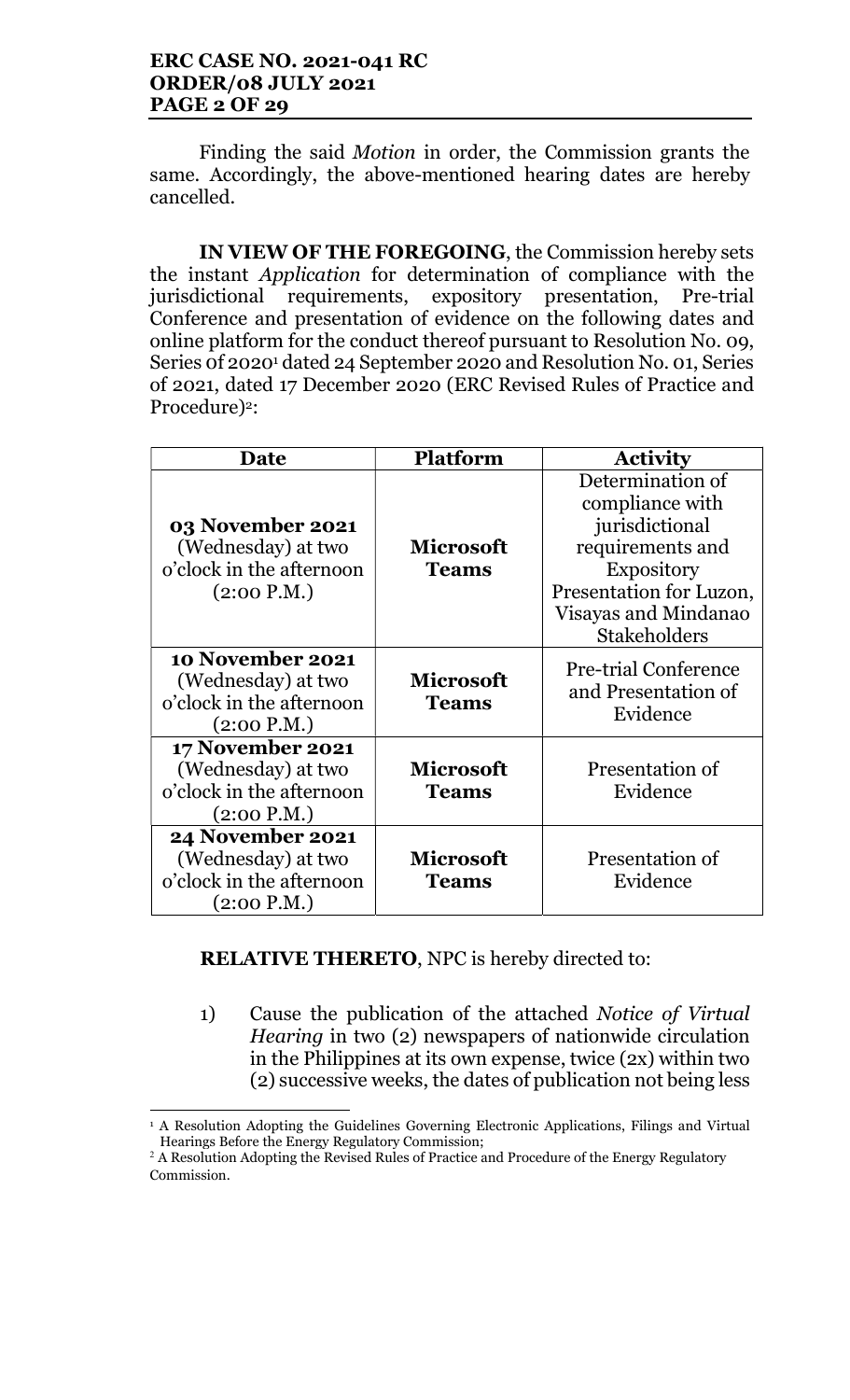Finding the said *Motion* in order, the Commission grants the same. Accordingly, the above-mentioned hearing dates are hereby cancelled.

**IN VIEW OF THE FOREGOING**, the Commission hereby sets the instant *Application* for determination of compliance with the jurisdictional requirements, expository presentation, Pre-trial Conference and presentation of evidence on the following dates and online platform for the conduct thereof pursuant to Resolution No. 09, Series of 2020[1] dated 24 September 2020 and Resolution No. 01, Series of 2021, dated 17 December 2020 (ERC Revised Rules of Practice and Procedure)[2]:

| Date | Platform | Activity |
|---|---|---|
| **03 November 2021** (Wednesday) at two o'clock in the afternoon (2:00 P.M.) | **Microsoft Teams** | Determination of compliance with jurisdictional requirements and Expository Presentation for Luzon, Visayas and Mindanao Stakeholders |
| **10 November 2021** (Wednesday) at two o'clock in the afternoon (2:00 P.M.) | **Microsoft Teams** | Pre-trial Conference and Presentation of Evidence |
| **17 November 2021** (Wednesday) at two o'clock in the afternoon (2:00 P.M.) | **Microsoft Teams** | Presentation of Evidence |
| **24 November 2021** (Wednesday) at two o'clock in the afternoon (2:00 P.M.) | **Microsoft Teams** | Presentation of Evidence |

**RELATIVE THERETO**, NPC is hereby directed to:

1) Cause the publication of the attached *Notice of Virtual Hearing* in two (2) newspapers of nationwide circulation in the Philippines at its own expense, twice (2x) within two (2) successive weeks, the dates of publication not being less

---

[1] A Resolution Adopting the Guidelines Governing Electronic Applications, Filings and Virtual Hearings Before the Energy Regulatory Commission;

[2] A Resolution Adopting the Revised Rules of Practice and Procedure of the Energy Regulatory Commission.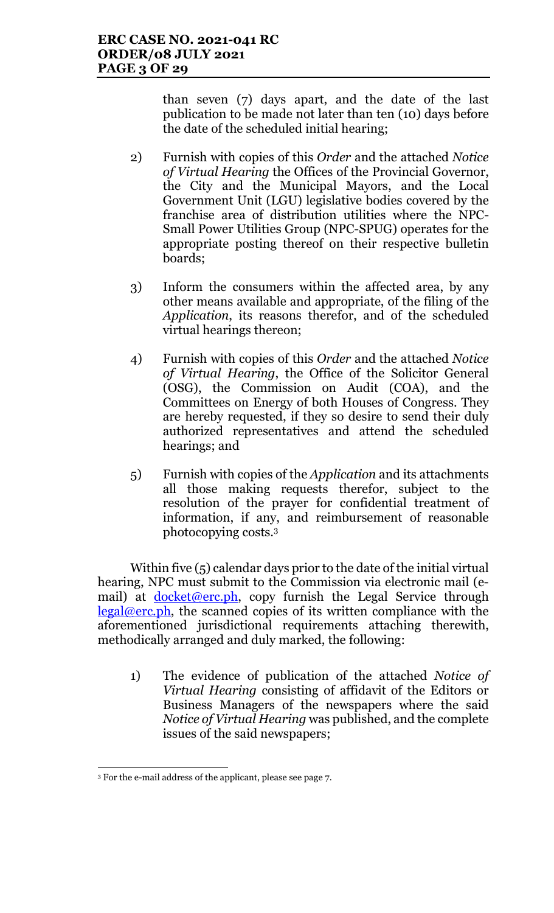than seven (7) days apart, and the date of the last publication to be made not later than ten (10) days before the date of the scheduled initial hearing;

2) Furnish with copies of this *Order* and the attached *Notice of Virtual Hearing* the Offices of the Provincial Governor, the City and the Municipal Mayors, and the Local Government Unit (LGU) legislative bodies covered by the franchise area of distribution utilities where the NPC-Small Power Utilities Group (NPC-SPUG) operates for the appropriate posting thereof on their respective bulletin boards;

3) Inform the consumers within the affected area, by any other means available and appropriate, of the filing of the *Application*, its reasons therefor, and of the scheduled virtual hearings thereon;

4) Furnish with copies of this *Order* and the attached *Notice of Virtual Hearing*, the Office of the Solicitor General (OSG), the Commission on Audit (COA), and the Committees on Energy of both Houses of Congress. They are hereby requested, if they so desire to send their duly authorized representatives and attend the scheduled hearings; and

5) Furnish with copies of the *Application* and its attachments all those making requests therefor, subject to the resolution of the prayer for confidential treatment of information, if any, and reimbursement of reasonable photocopying costs.[3]

Within five (5) calendar days prior to the date of the initial virtual hearing, NPC must submit to the Commission via electronic mail (e-mail) at docket@erc.ph, copy furnish the Legal Service through legal@erc.ph, the scanned copies of its written compliance with the aforementioned jurisdictional requirements attaching therewith, methodically arranged and duly marked, the following:

1) The evidence of publication of the attached *Notice of Virtual Hearing* consisting of affidavit of the Editors or Business Managers of the newspapers where the said *Notice of Virtual Hearing* was published, and the complete issues of the said newspapers;

---

[3] For the e-mail address of the applicant, please see page 7.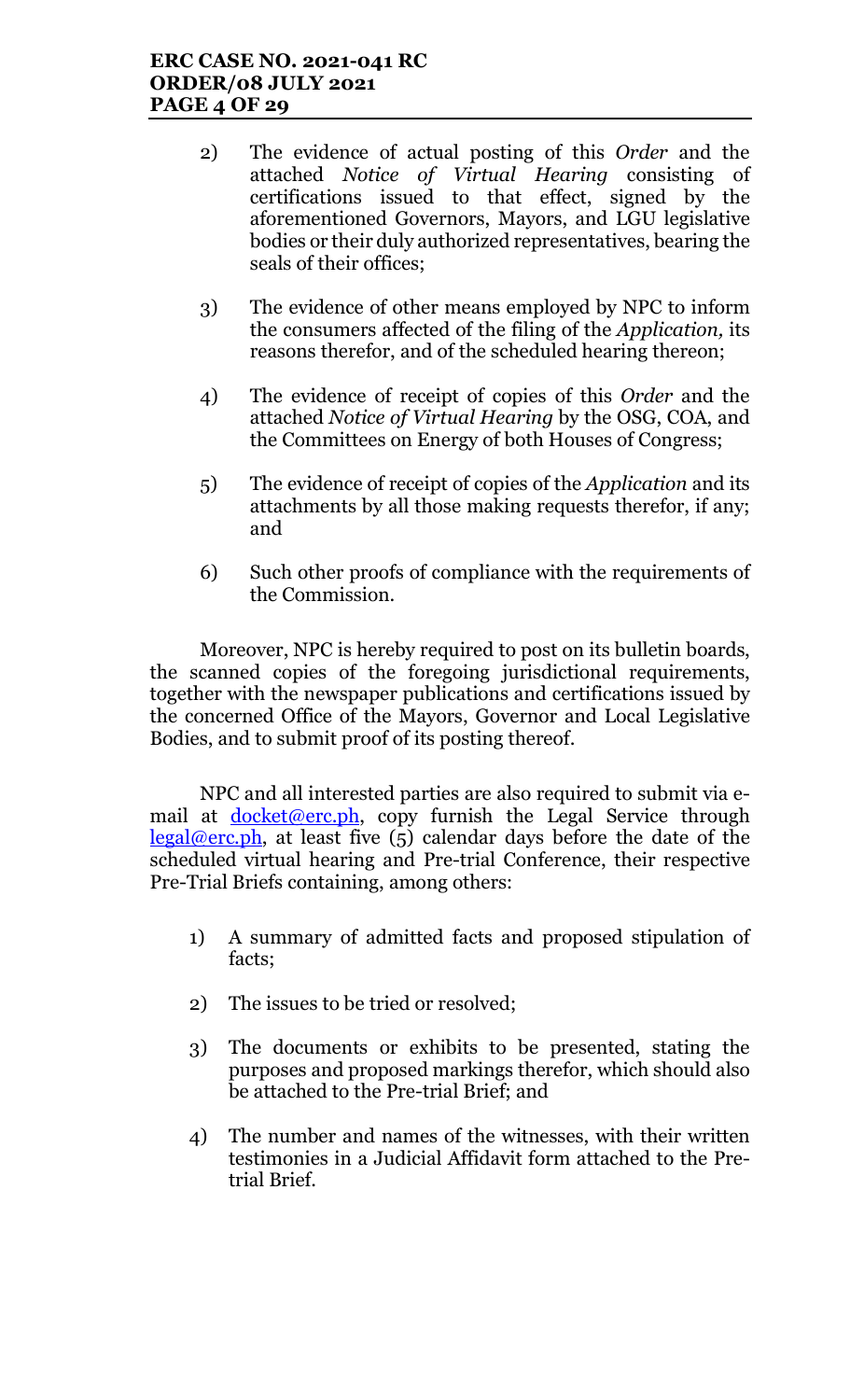2) The evidence of actual posting of this *Order* and the attached *Notice of Virtual Hearing* consisting of certifications issued to that effect, signed by the aforementioned Governors, Mayors, and LGU legislative bodies or their duly authorized representatives, bearing the seals of their offices;

3) The evidence of other means employed by NPC to inform the consumers affected of the filing of the *Application,* its reasons therefor, and of the scheduled hearing thereon;

4) The evidence of receipt of copies of this *Order* and the attached *Notice of Virtual Hearing* by the OSG, COA, and the Committees on Energy of both Houses of Congress;

5) The evidence of receipt of copies of the *Application* and its attachments by all those making requests therefor, if any; and

6) Such other proofs of compliance with the requirements of the Commission.

Moreover, NPC is hereby required to post on its bulletin boards, the scanned copies of the foregoing jurisdictional requirements, together with the newspaper publications and certifications issued by the concerned Office of the Mayors, Governor and Local Legislative Bodies, and to submit proof of its posting thereof.

NPC and all interested parties are also required to submit via e-mail at docket@erc.ph, copy furnish the Legal Service through legal@erc.ph, at least five (5) calendar days before the date of the scheduled virtual hearing and Pre-trial Conference, their respective Pre-Trial Briefs containing, among others:

1) A summary of admitted facts and proposed stipulation of facts;

2) The issues to be tried or resolved;

3) The documents or exhibits to be presented, stating the purposes and proposed markings therefor, which should also be attached to the Pre-trial Brief; and

4) The number and names of the witnesses, with their written testimonies in a Judicial Affidavit form attached to the Pre-trial Brief.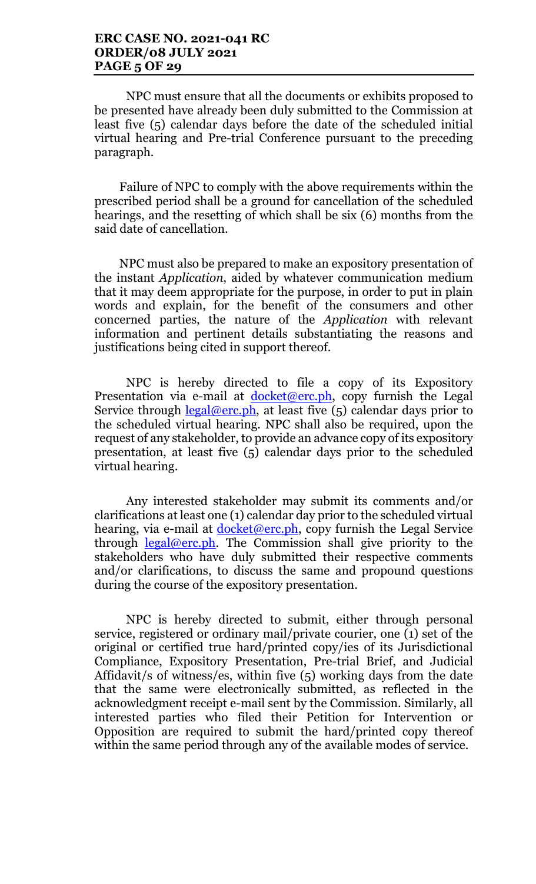NPC must ensure that all the documents or exhibits proposed to be presented have already been duly submitted to the Commission at least five (5) calendar days before the date of the scheduled initial virtual hearing and Pre-trial Conference pursuant to the preceding paragraph.

Failure of NPC to comply with the above requirements within the prescribed period shall be a ground for cancellation of the scheduled hearings, and the resetting of which shall be six (6) months from the said date of cancellation.

NPC must also be prepared to make an expository presentation of the instant *Application*, aided by whatever communication medium that it may deem appropriate for the purpose, in order to put in plain words and explain, for the benefit of the consumers and other concerned parties, the nature of the *Application* with relevant information and pertinent details substantiating the reasons and justifications being cited in support thereof.

NPC is hereby directed to file a copy of its Expository Presentation via e-mail at docket@erc.ph, copy furnish the Legal Service through legal@erc.ph, at least five (5) calendar days prior to the scheduled virtual hearing. NPC shall also be required, upon the request of any stakeholder, to provide an advance copy of its expository presentation, at least five (5) calendar days prior to the scheduled virtual hearing.

Any interested stakeholder may submit its comments and/or clarifications at least one (1) calendar day prior to the scheduled virtual hearing, via e-mail at docket@erc.ph, copy furnish the Legal Service through legal@erc.ph. The Commission shall give priority to the stakeholders who have duly submitted their respective comments and/or clarifications, to discuss the same and propound questions during the course of the expository presentation.

NPC is hereby directed to submit, either through personal service, registered or ordinary mail/private courier, one (1) set of the original or certified true hard/printed copy/ies of its Jurisdictional Compliance, Expository Presentation, Pre-trial Brief, and Judicial Affidavit/s of witness/es, within five (5) working days from the date that the same were electronically submitted, as reflected in the acknowledgment receipt e-mail sent by the Commission. Similarly, all interested parties who filed their Petition for Intervention or Opposition are required to submit the hard/printed copy thereof within the same period through any of the available modes of service.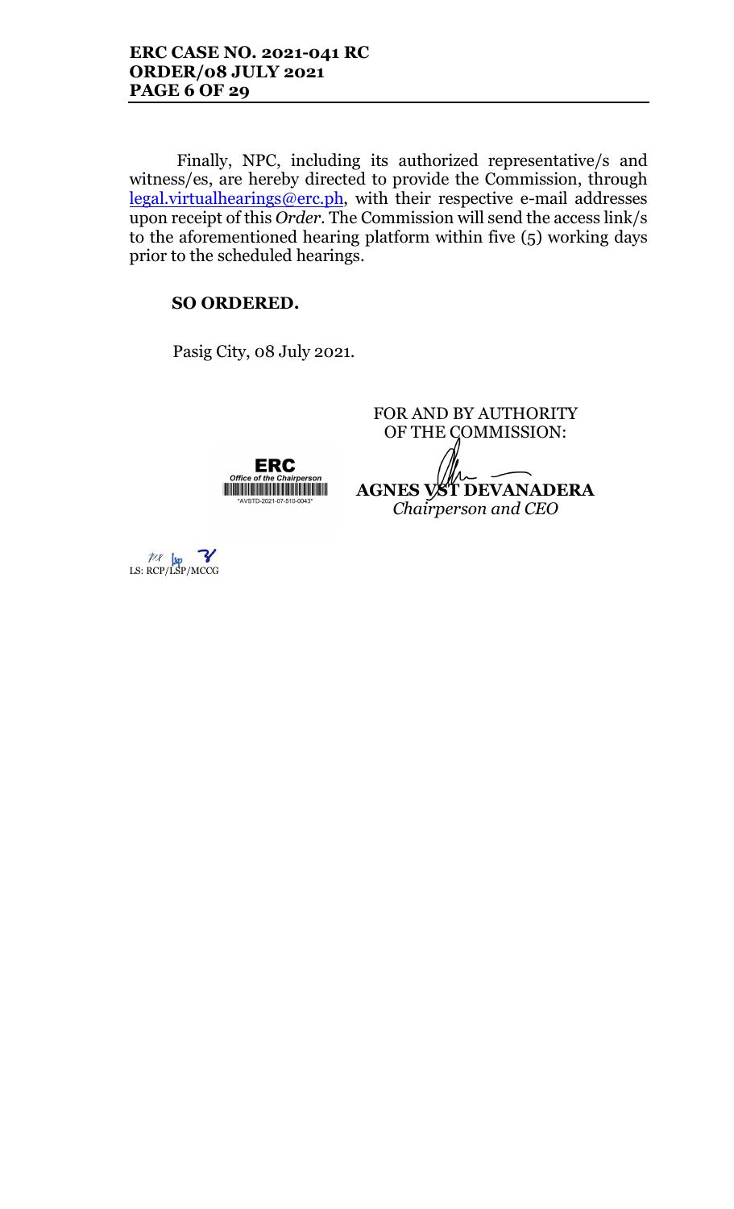Finally, NPC, including its authorized representative/s and witness/es, are hereby directed to provide the Commission, through legal.virtualhearings@erc.ph, with their respective e-mail addresses upon receipt of this *Order*. The Commission will send the access link/s to the aforementioned hearing platform within five (5) working days prior to the scheduled hearings.

**SO ORDERED.**

Pasig City, 08 July 2021.

FOR AND BY AUTHORITY OF THE COMMISSION:

ERC
*Office of the Chairperson*
*AVSTD-2021-07-510-0043*

**AGNES VST DEVANADERA**
*Chairperson and CEO*

LS: RCP/LSP/MCCG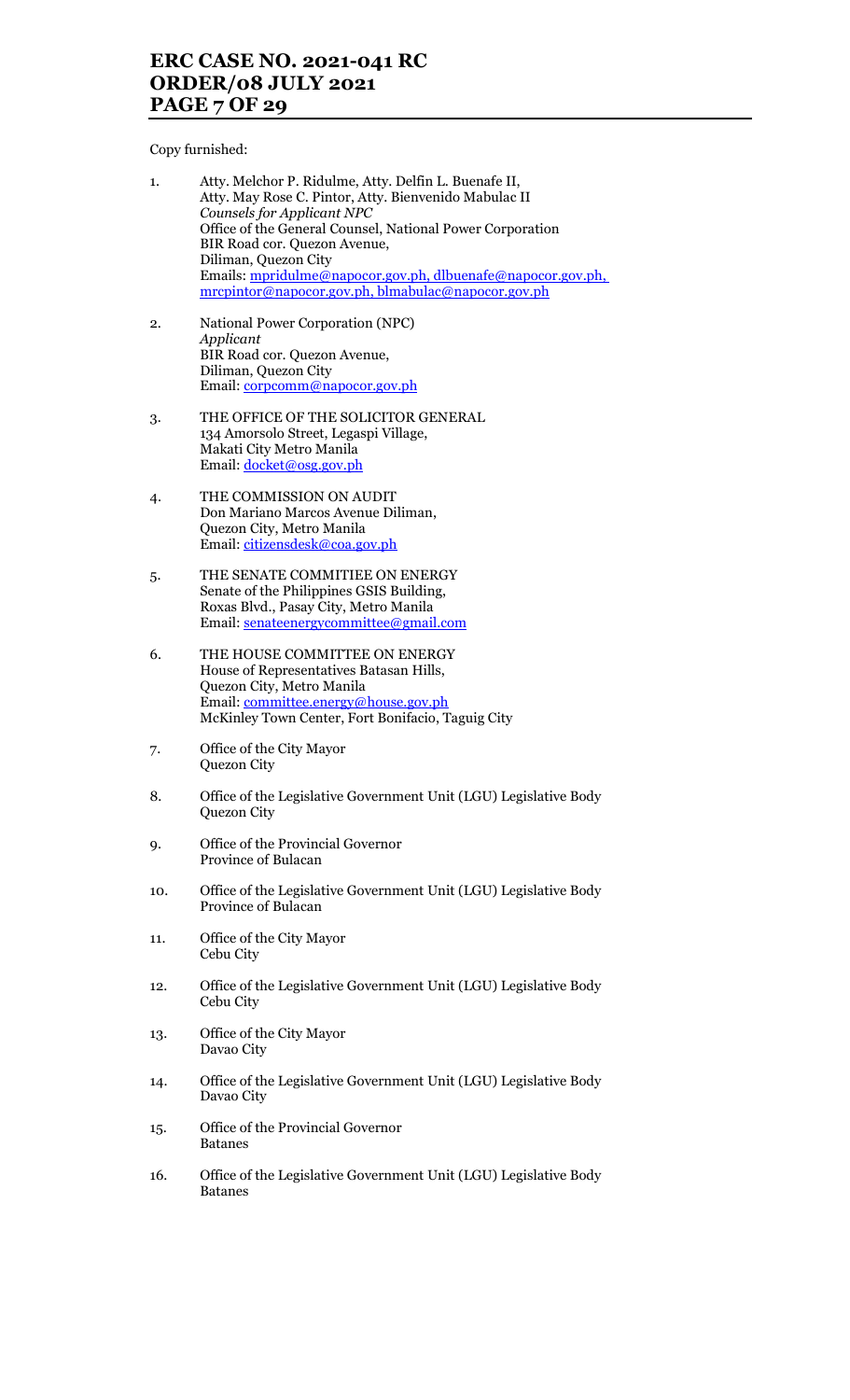Copy furnished:

1. Atty. Melchor P. Ridulme, Atty. Delfin L. Buenafe II, Atty. May Rose C. Pintor, Atty. Bienvenido Mabulac II
   *Counsels for Applicant NPC*
   Office of the General Counsel, National Power Corporation
   BIR Road cor. Quezon Avenue,
   Diliman, Quezon City
   Emails: mpridulme@napocor.gov.ph, dlbuenafe@napocor.gov.ph, mrcpintor@napocor.gov.ph, blmabulac@napocor.gov.ph

2. National Power Corporation (NPC)
   *Applicant*
   BIR Road cor. Quezon Avenue,
   Diliman, Quezon City
   Email: corpcomm@napocor.gov.ph

3. THE OFFICE OF THE SOLICITOR GENERAL
   134 Amorsolo Street, Legaspi Village,
   Makati City Metro Manila
   Email: docket@osg.gov.ph

4. THE COMMISSION ON AUDIT
   Don Mariano Marcos Avenue Diliman,
   Quezon City, Metro Manila
   Email: citizensdesk@coa.gov.ph

5. THE SENATE COMMITIEE ON ENERGY
   Senate of the Philippines GSIS Building,
   Roxas Blvd., Pasay City, Metro Manila
   Email: senateenergycommittee@gmail.com

6. THE HOUSE COMMITTEE ON ENERGY
   House of Representatives Batasan Hills,
   Quezon City, Metro Manila
   Email: committee.energy@house.gov.ph
   McKinley Town Center, Fort Bonifacio, Taguig City

7. Office of the City Mayor
   Quezon City

8. Office of the Legislative Government Unit (LGU) Legislative Body
   Quezon City

9. Office of the Provincial Governor
   Province of Bulacan

10. Office of the Legislative Government Unit (LGU) Legislative Body
    Province of Bulacan

11. Office of the City Mayor
    Cebu City

12. Office of the Legislative Government Unit (LGU) Legislative Body
    Cebu City

13. Office of the City Mayor
    Davao City

14. Office of the Legislative Government Unit (LGU) Legislative Body
    Davao City

15. Office of the Provincial Governor
    Batanes

16. Office of the Legislative Government Unit (LGU) Legislative Body
    Batanes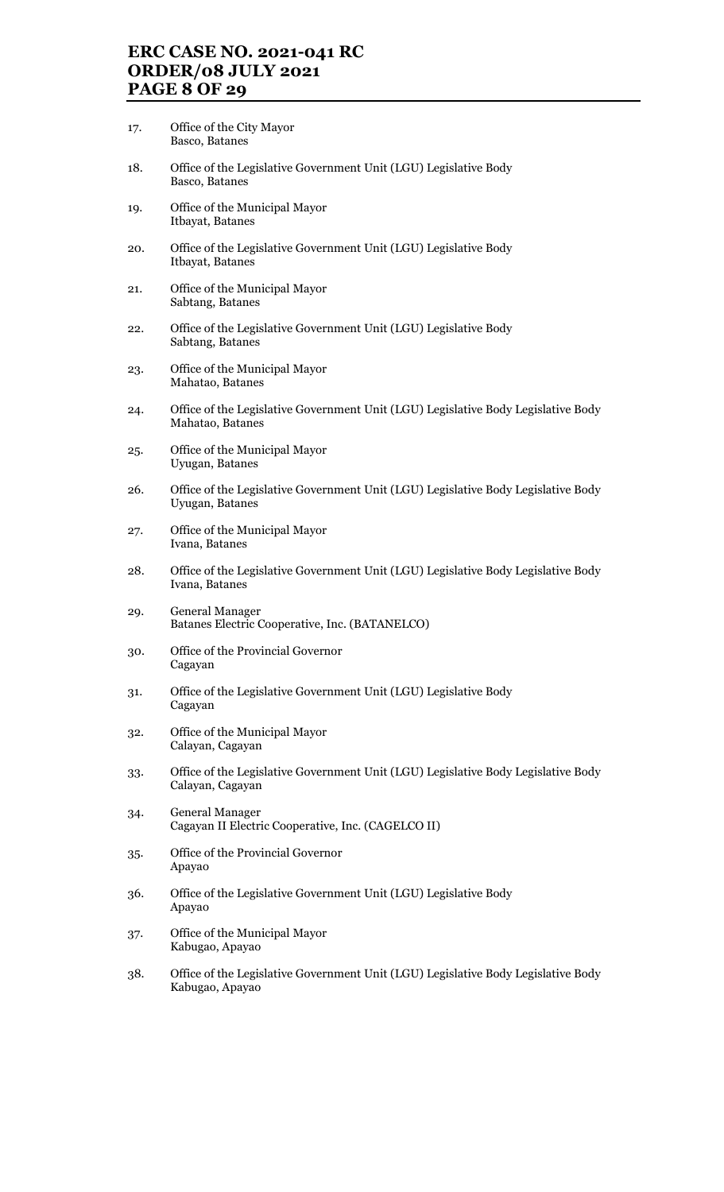17. Office of the City Mayor
    Basco, Batanes

18. Office of the Legislative Government Unit (LGU) Legislative Body
    Basco, Batanes

19. Office of the Municipal Mayor
    Itbayat, Batanes

20. Office of the Legislative Government Unit (LGU) Legislative Body
    Itbayat, Batanes

21. Office of the Municipal Mayor
    Sabtang, Batanes

22. Office of the Legislative Government Unit (LGU) Legislative Body
    Sabtang, Batanes

23. Office of the Municipal Mayor
    Mahatao, Batanes

24. Office of the Legislative Government Unit (LGU) Legislative Body Legislative Body
    Mahatao, Batanes

25. Office of the Municipal Mayor
    Uyugan, Batanes

26. Office of the Legislative Government Unit (LGU) Legislative Body Legislative Body
    Uyugan, Batanes

27. Office of the Municipal Mayor
    Ivana, Batanes

28. Office of the Legislative Government Unit (LGU) Legislative Body Legislative Body
    Ivana, Batanes

29. General Manager
    Batanes Electric Cooperative, Inc. (BATANELCO)

30. Office of the Provincial Governor
    Cagayan

31. Office of the Legislative Government Unit (LGU) Legislative Body
    Cagayan

32. Office of the Municipal Mayor
    Calayan, Cagayan

33. Office of the Legislative Government Unit (LGU) Legislative Body Legislative Body
    Calayan, Cagayan

34. General Manager
    Cagayan II Electric Cooperative, Inc. (CAGELCO II)

35. Office of the Provincial Governor
    Apayao

36. Office of the Legislative Government Unit (LGU) Legislative Body
    Apayao

37. Office of the Municipal Mayor
    Kabugao, Apayao

38. Office of the Legislative Government Unit (LGU) Legislative Body Legislative Body
    Kabugao, Apayao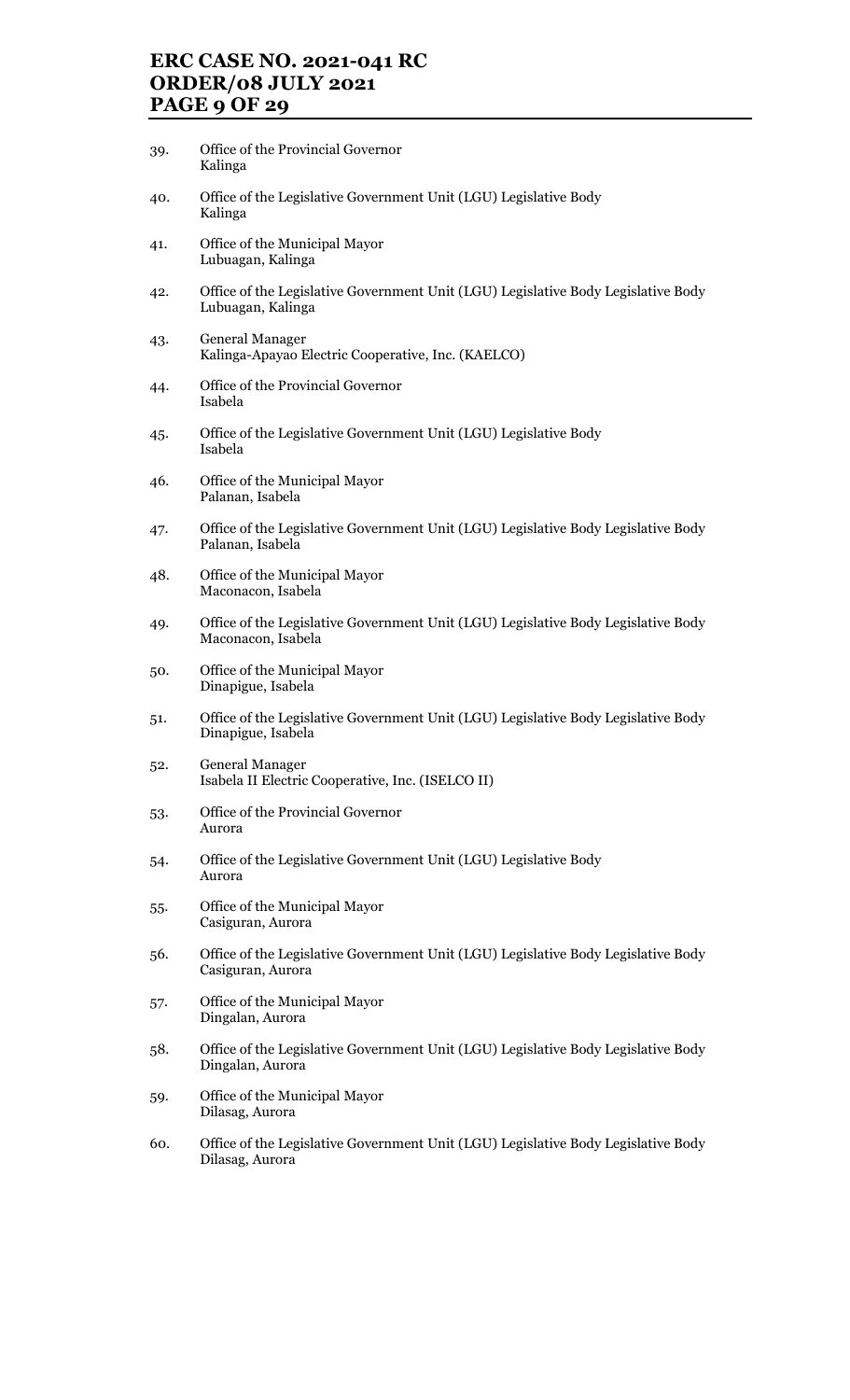39. Office of the Provincial Governor
    Kalinga

40. Office of the Legislative Government Unit (LGU) Legislative Body
    Kalinga

41. Office of the Municipal Mayor
    Lubuagan, Kalinga

42. Office of the Legislative Government Unit (LGU) Legislative Body Legislative Body
    Lubuagan, Kalinga

43. General Manager
    Kalinga-Apayao Electric Cooperative, Inc. (KAELCO)

44. Office of the Provincial Governor
    Isabela

45. Office of the Legislative Government Unit (LGU) Legislative Body
    Isabela

46. Office of the Municipal Mayor
    Palanan, Isabela

47. Office of the Legislative Government Unit (LGU) Legislative Body Legislative Body
    Palanan, Isabela

48. Office of the Municipal Mayor
    Maconacon, Isabela

49. Office of the Legislative Government Unit (LGU) Legislative Body Legislative Body
    Maconacon, Isabela

50. Office of the Municipal Mayor
    Dinapigue, Isabela

51. Office of the Legislative Government Unit (LGU) Legislative Body Legislative Body
    Dinapigue, Isabela

52. General Manager
    Isabela II Electric Cooperative, Inc. (ISELCO II)

53. Office of the Provincial Governor
    Aurora

54. Office of the Legislative Government Unit (LGU) Legislative Body
    Aurora

55. Office of the Municipal Mayor
    Casiguran, Aurora

56. Office of the Legislative Government Unit (LGU) Legislative Body Legislative Body
    Casiguran, Aurora

57. Office of the Municipal Mayor
    Dingalan, Aurora

58. Office of the Legislative Government Unit (LGU) Legislative Body Legislative Body
    Dingalan, Aurora

59. Office of the Municipal Mayor
    Dilasag, Aurora

60. Office of the Legislative Government Unit (LGU) Legislative Body Legislative Body
    Dilasag, Aurora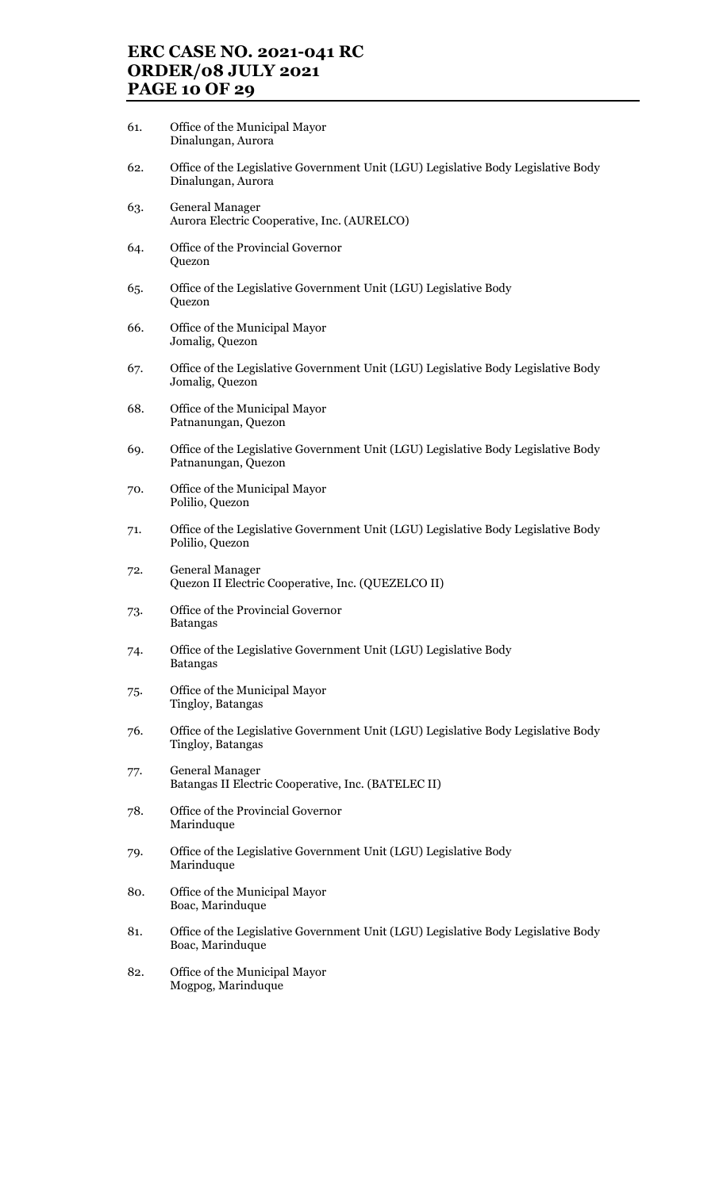61. Office of the Municipal Mayor
    Dinalungan, Aurora

62. Office of the Legislative Government Unit (LGU) Legislative Body Legislative Body
    Dinalungan, Aurora

63. General Manager
    Aurora Electric Cooperative, Inc. (AURELCO)

64. Office of the Provincial Governor
    Quezon

65. Office of the Legislative Government Unit (LGU) Legislative Body
    Quezon

66. Office of the Municipal Mayor
    Jomalig, Quezon

67. Office of the Legislative Government Unit (LGU) Legislative Body Legislative Body
    Jomalig, Quezon

68. Office of the Municipal Mayor
    Patnanungan, Quezon

69. Office of the Legislative Government Unit (LGU) Legislative Body Legislative Body
    Patnanungan, Quezon

70. Office of the Municipal Mayor
    Polilio, Quezon

71. Office of the Legislative Government Unit (LGU) Legislative Body Legislative Body
    Polilio, Quezon

72. General Manager
    Quezon II Electric Cooperative, Inc. (QUEZELCO II)

73. Office of the Provincial Governor
    Batangas

74. Office of the Legislative Government Unit (LGU) Legislative Body
    Batangas

75. Office of the Municipal Mayor
    Tingloy, Batangas

76. Office of the Legislative Government Unit (LGU) Legislative Body Legislative Body
    Tingloy, Batangas

77. General Manager
    Batangas II Electric Cooperative, Inc. (BATELEC II)

78. Office of the Provincial Governor
    Marinduque

79. Office of the Legislative Government Unit (LGU) Legislative Body
    Marinduque

80. Office of the Municipal Mayor
    Boac, Marinduque

81. Office of the Legislative Government Unit (LGU) Legislative Body Legislative Body
    Boac, Marinduque

82. Office of the Municipal Mayor
    Mogpog, Marinduque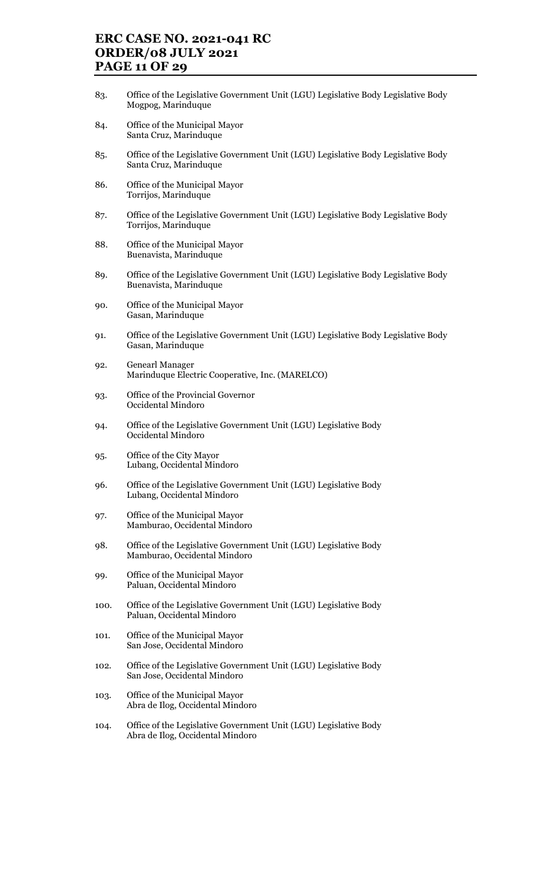83. Office of the Legislative Government Unit (LGU) Legislative Body Legislative Body
    Mogpog, Marinduque

84. Office of the Municipal Mayor
    Santa Cruz, Marinduque

85. Office of the Legislative Government Unit (LGU) Legislative Body Legislative Body
    Santa Cruz, Marinduque

86. Office of the Municipal Mayor
    Torrijos, Marinduque

87. Office of the Legislative Government Unit (LGU) Legislative Body Legislative Body
    Torrijos, Marinduque

88. Office of the Municipal Mayor
    Buenavista, Marinduque

89. Office of the Legislative Government Unit (LGU) Legislative Body Legislative Body
    Buenavista, Marinduque

90. Office of the Municipal Mayor
    Gasan, Marinduque

91. Office of the Legislative Government Unit (LGU) Legislative Body Legislative Body
    Gasan, Marinduque

92. Genearl Manager
    Marinduque Electric Cooperative, Inc. (MARELCO)

93. Office of the Provincial Governor
    Occidental Mindoro

94. Office of the Legislative Government Unit (LGU) Legislative Body
    Occidental Mindoro

95. Office of the City Mayor
    Lubang, Occidental Mindoro

96. Office of the Legislative Government Unit (LGU) Legislative Body
    Lubang, Occidental Mindoro

97. Office of the Municipal Mayor
    Mamburao, Occidental Mindoro

98. Office of the Legislative Government Unit (LGU) Legislative Body
    Mamburao, Occidental Mindoro

99. Office of the Municipal Mayor
    Paluan, Occidental Mindoro

100. Office of the Legislative Government Unit (LGU) Legislative Body
     Paluan, Occidental Mindoro

101. Office of the Municipal Mayor
     San Jose, Occidental Mindoro

102. Office of the Legislative Government Unit (LGU) Legislative Body
     San Jose, Occidental Mindoro

103. Office of the Municipal Mayor
     Abra de Ilog, Occidental Mindoro

104. Office of the Legislative Government Unit (LGU) Legislative Body
     Abra de Ilog, Occidental Mindoro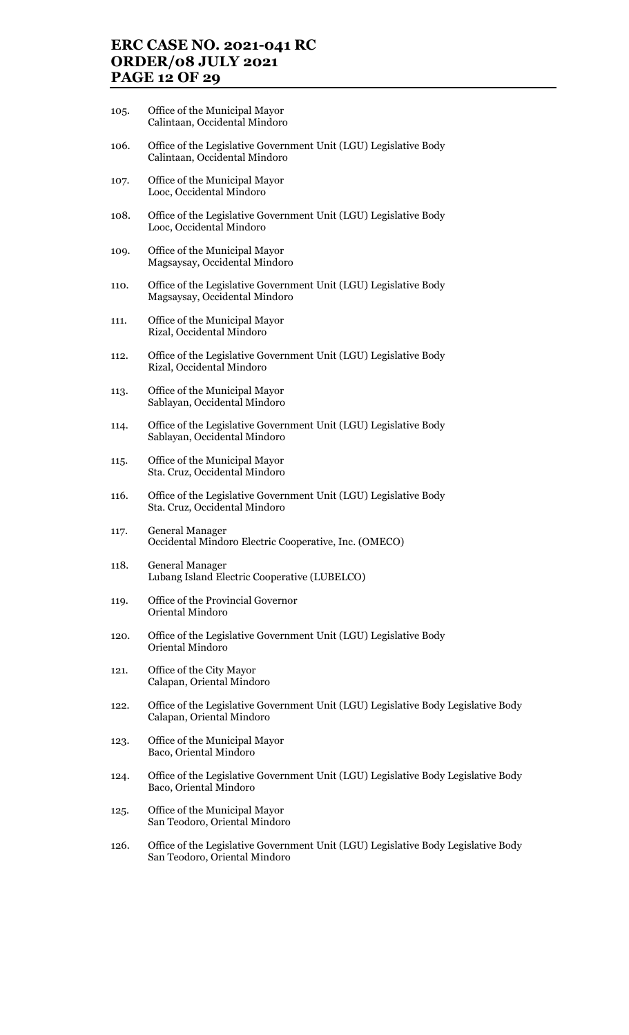105. Office of the Municipal Mayor
 Calintaan, Occidental Mindoro

106. Office of the Legislative Government Unit (LGU) Legislative Body
 Calintaan, Occidental Mindoro

107. Office of the Municipal Mayor
 Looc, Occidental Mindoro

108. Office of the Legislative Government Unit (LGU) Legislative Body
 Looc, Occidental Mindoro

109. Office of the Municipal Mayor
 Magsaysay, Occidental Mindoro

110. Office of the Legislative Government Unit (LGU) Legislative Body
 Magsaysay, Occidental Mindoro

111. Office of the Municipal Mayor
 Rizal, Occidental Mindoro

112. Office of the Legislative Government Unit (LGU) Legislative Body
 Rizal, Occidental Mindoro

113. Office of the Municipal Mayor
 Sablayan, Occidental Mindoro

114. Office of the Legislative Government Unit (LGU) Legislative Body
 Sablayan, Occidental Mindoro

115. Office of the Municipal Mayor
 Sta. Cruz, Occidental Mindoro

116. Office of the Legislative Government Unit (LGU) Legislative Body
 Sta. Cruz, Occidental Mindoro

117. General Manager
 Occidental Mindoro Electric Cooperative, Inc. (OMECO)

118. General Manager
 Lubang Island Electric Cooperative (LUBELCO)

119. Office of the Provincial Governor
 Oriental Mindoro

120. Office of the Legislative Government Unit (LGU) Legislative Body
 Oriental Mindoro

121. Office of the City Mayor
 Calapan, Oriental Mindoro

122. Office of the Legislative Government Unit (LGU) Legislative Body Legislative Body
 Calapan, Oriental Mindoro

123. Office of the Municipal Mayor
 Baco, Oriental Mindoro

124. Office of the Legislative Government Unit (LGU) Legislative Body Legislative Body
 Baco, Oriental Mindoro

125. Office of the Municipal Mayor
 San Teodoro, Oriental Mindoro

126. Office of the Legislative Government Unit (LGU) Legislative Body Legislative Body
 San Teodoro, Oriental Mindoro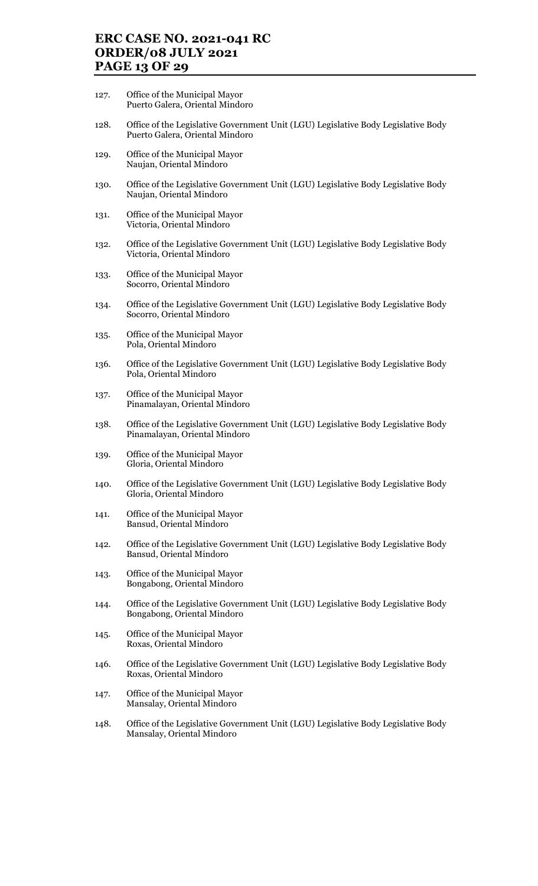127. Office of the Municipal Mayor
Puerto Galera, Oriental Mindoro

128. Office of the Legislative Government Unit (LGU) Legislative Body Legislative Body
Puerto Galera, Oriental Mindoro

129. Office of the Municipal Mayor
Naujan, Oriental Mindoro

130. Office of the Legislative Government Unit (LGU) Legislative Body Legislative Body
Naujan, Oriental Mindoro

131. Office of the Municipal Mayor
Victoria, Oriental Mindoro

132. Office of the Legislative Government Unit (LGU) Legislative Body Legislative Body
Victoria, Oriental Mindoro

133. Office of the Municipal Mayor
Socorro, Oriental Mindoro

134. Office of the Legislative Government Unit (LGU) Legislative Body Legislative Body
Socorro, Oriental Mindoro

135. Office of the Municipal Mayor
Pola, Oriental Mindoro

136. Office of the Legislative Government Unit (LGU) Legislative Body Legislative Body
Pola, Oriental Mindoro

137. Office of the Municipal Mayor
Pinamalayan, Oriental Mindoro

138. Office of the Legislative Government Unit (LGU) Legislative Body Legislative Body
Pinamalayan, Oriental Mindoro

139. Office of the Municipal Mayor
Gloria, Oriental Mindoro

140. Office of the Legislative Government Unit (LGU) Legislative Body Legislative Body
Gloria, Oriental Mindoro

141. Office of the Municipal Mayor
Bansud, Oriental Mindoro

142. Office of the Legislative Government Unit (LGU) Legislative Body Legislative Body
Bansud, Oriental Mindoro

143. Office of the Municipal Mayor
Bongabong, Oriental Mindoro

144. Office of the Legislative Government Unit (LGU) Legislative Body Legislative Body
Bongabong, Oriental Mindoro

145. Office of the Municipal Mayor
Roxas, Oriental Mindoro

146. Office of the Legislative Government Unit (LGU) Legislative Body Legislative Body
Roxas, Oriental Mindoro

147. Office of the Municipal Mayor
Mansalay, Oriental Mindoro

148. Office of the Legislative Government Unit (LGU) Legislative Body Legislative Body
Mansalay, Oriental Mindoro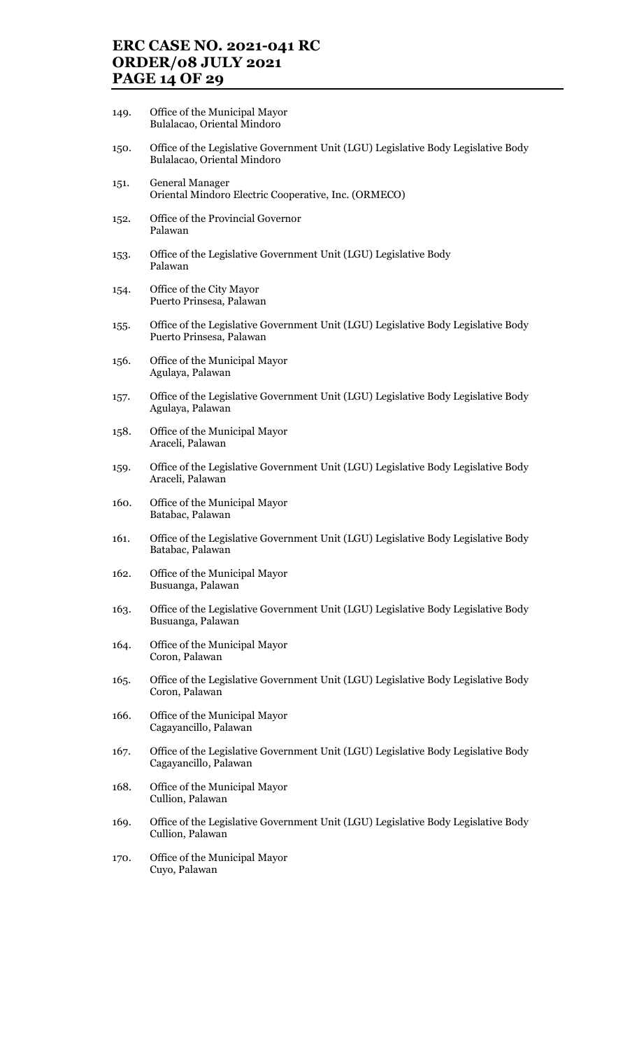149. Office of the Municipal Mayor
     Bulalacao, Oriental Mindoro

150. Office of the Legislative Government Unit (LGU) Legislative Body Legislative Body
     Bulalacao, Oriental Mindoro

151. General Manager
     Oriental Mindoro Electric Cooperative, Inc. (ORMECO)

152. Office of the Provincial Governor
     Palawan

153. Office of the Legislative Government Unit (LGU) Legislative Body
     Palawan

154. Office of the City Mayor
     Puerto Prinsesa, Palawan

155. Office of the Legislative Government Unit (LGU) Legislative Body Legislative Body
     Puerto Prinsesa, Palawan

156. Office of the Municipal Mayor
     Agulaya, Palawan

157. Office of the Legislative Government Unit (LGU) Legislative Body Legislative Body
     Agulaya, Palawan

158. Office of the Municipal Mayor
     Araceli, Palawan

159. Office of the Legislative Government Unit (LGU) Legislative Body Legislative Body
     Araceli, Palawan

160. Office of the Municipal Mayor
     Batabac, Palawan

161. Office of the Legislative Government Unit (LGU) Legislative Body Legislative Body
     Batabac, Palawan

162. Office of the Municipal Mayor
     Busuanga, Palawan

163. Office of the Legislative Government Unit (LGU) Legislative Body Legislative Body
     Busuanga, Palawan

164. Office of the Municipal Mayor
     Coron, Palawan

165. Office of the Legislative Government Unit (LGU) Legislative Body Legislative Body
     Coron, Palawan

166. Office of the Municipal Mayor
     Cagayancillo, Palawan

167. Office of the Legislative Government Unit (LGU) Legislative Body Legislative Body
     Cagayancillo, Palawan

168. Office of the Municipal Mayor
     Cullion, Palawan

169. Office of the Legislative Government Unit (LGU) Legislative Body Legislative Body
     Cullion, Palawan

170. Office of the Municipal Mayor
     Cuyo, Palawan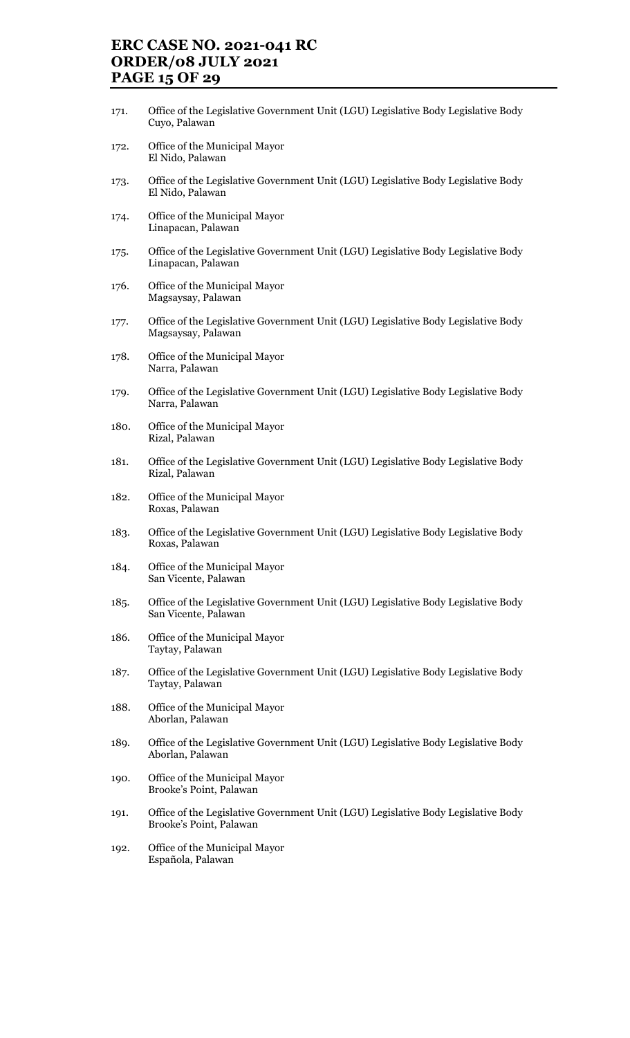171. Office of the Legislative Government Unit (LGU) Legislative Body Legislative Body Cuyo, Palawan

172. Office of the Municipal Mayor El Nido, Palawan

173. Office of the Legislative Government Unit (LGU) Legislative Body Legislative Body El Nido, Palawan

174. Office of the Municipal Mayor Linapacan, Palawan

175. Office of the Legislative Government Unit (LGU) Legislative Body Legislative Body Linapacan, Palawan

176. Office of the Municipal Mayor Magsaysay, Palawan

177. Office of the Legislative Government Unit (LGU) Legislative Body Legislative Body Magsaysay, Palawan

178. Office of the Municipal Mayor Narra, Palawan

179. Office of the Legislative Government Unit (LGU) Legislative Body Legislative Body Narra, Palawan

180. Office of the Municipal Mayor Rizal, Palawan

181. Office of the Legislative Government Unit (LGU) Legislative Body Legislative Body Rizal, Palawan

182. Office of the Municipal Mayor Roxas, Palawan

183. Office of the Legislative Government Unit (LGU) Legislative Body Legislative Body Roxas, Palawan

184. Office of the Municipal Mayor San Vicente, Palawan

185. Office of the Legislative Government Unit (LGU) Legislative Body Legislative Body San Vicente, Palawan

186. Office of the Municipal Mayor Taytay, Palawan

187. Office of the Legislative Government Unit (LGU) Legislative Body Legislative Body Taytay, Palawan

188. Office of the Municipal Mayor Aborlan, Palawan

189. Office of the Legislative Government Unit (LGU) Legislative Body Legislative Body Aborlan, Palawan

190. Office of the Municipal Mayor Brooke's Point, Palawan

191. Office of the Legislative Government Unit (LGU) Legislative Body Legislative Body Brooke's Point, Palawan

192. Office of the Municipal Mayor Española, Palawan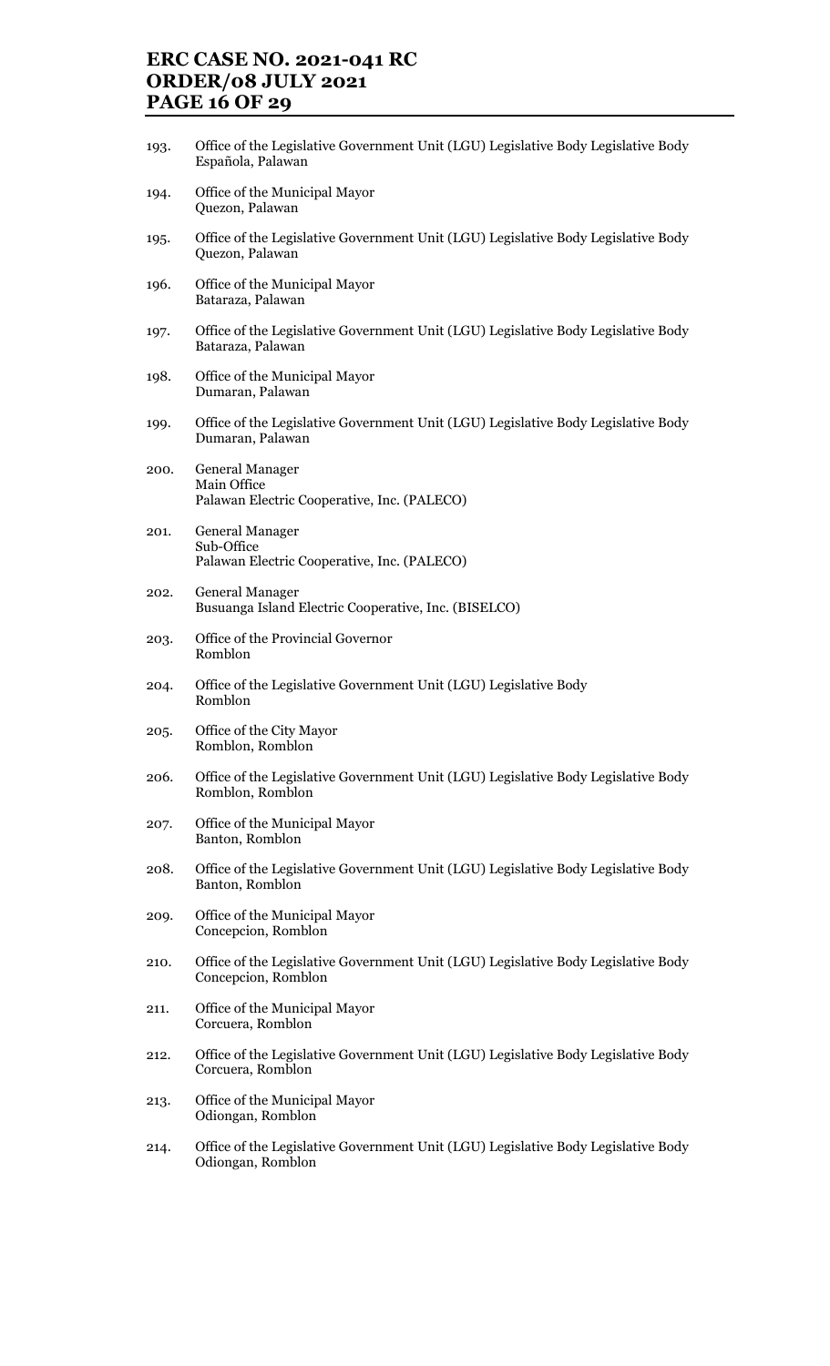193. Office of the Legislative Government Unit (LGU) Legislative Body Legislative Body
     Española, Palawan

194. Office of the Municipal Mayor
     Quezon, Palawan

195. Office of the Legislative Government Unit (LGU) Legislative Body Legislative Body
     Quezon, Palawan

196. Office of the Municipal Mayor
     Bataraza, Palawan

197. Office of the Legislative Government Unit (LGU) Legislative Body Legislative Body
     Bataraza, Palawan

198. Office of the Municipal Mayor
     Dumaran, Palawan

199. Office of the Legislative Government Unit (LGU) Legislative Body Legislative Body
     Dumaran, Palawan

200. General Manager
     Main Office
     Palawan Electric Cooperative, Inc. (PALECO)

201. General Manager
     Sub-Office
     Palawan Electric Cooperative, Inc. (PALECO)

202. General Manager
     Busuanga Island Electric Cooperative, Inc. (BISELCO)

203. Office of the Provincial Governor
     Romblon

204. Office of the Legislative Government Unit (LGU) Legislative Body
     Romblon

205. Office of the City Mayor
     Romblon, Romblon

206. Office of the Legislative Government Unit (LGU) Legislative Body Legislative Body
     Romblon, Romblon

207. Office of the Municipal Mayor
     Banton, Romblon

208. Office of the Legislative Government Unit (LGU) Legislative Body Legislative Body
     Banton, Romblon

209. Office of the Municipal Mayor
     Concepcion, Romblon

210. Office of the Legislative Government Unit (LGU) Legislative Body Legislative Body
     Concepcion, Romblon

211. Office of the Municipal Mayor
     Corcuera, Romblon

212. Office of the Legislative Government Unit (LGU) Legislative Body Legislative Body
     Corcuera, Romblon

213. Office of the Municipal Mayor
     Odiongan, Romblon

214. Office of the Legislative Government Unit (LGU) Legislative Body Legislative Body
     Odiongan, Romblon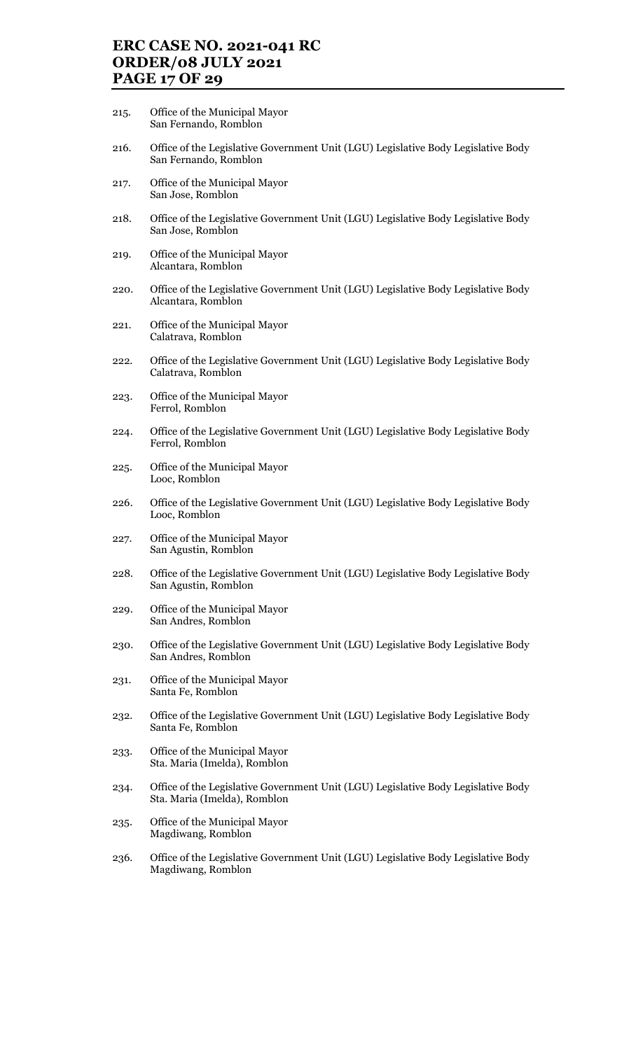215. Office of the Municipal Mayor
     San Fernando, Romblon

216. Office of the Legislative Government Unit (LGU) Legislative Body Legislative Body
     San Fernando, Romblon

217. Office of the Municipal Mayor
     San Jose, Romblon

218. Office of the Legislative Government Unit (LGU) Legislative Body Legislative Body
     San Jose, Romblon

219. Office of the Municipal Mayor
     Alcantara, Romblon

220. Office of the Legislative Government Unit (LGU) Legislative Body Legislative Body
     Alcantara, Romblon

221. Office of the Municipal Mayor
     Calatrava, Romblon

222. Office of the Legislative Government Unit (LGU) Legislative Body Legislative Body
     Calatrava, Romblon

223. Office of the Municipal Mayor
     Ferrol, Romblon

224. Office of the Legislative Government Unit (LGU) Legislative Body Legislative Body
     Ferrol, Romblon

225. Office of the Municipal Mayor
     Looc, Romblon

226. Office of the Legislative Government Unit (LGU) Legislative Body Legislative Body
     Looc, Romblon

227. Office of the Municipal Mayor
     San Agustin, Romblon

228. Office of the Legislative Government Unit (LGU) Legislative Body Legislative Body
     San Agustin, Romblon

229. Office of the Municipal Mayor
     San Andres, Romblon

230. Office of the Legislative Government Unit (LGU) Legislative Body Legislative Body
     San Andres, Romblon

231. Office of the Municipal Mayor
     Santa Fe, Romblon

232. Office of the Legislative Government Unit (LGU) Legislative Body Legislative Body
     Santa Fe, Romblon

233. Office of the Municipal Mayor
     Sta. Maria (Imelda), Romblon

234. Office of the Legislative Government Unit (LGU) Legislative Body Legislative Body
     Sta. Maria (Imelda), Romblon

235. Office of the Municipal Mayor
     Magdiwang, Romblon

236. Office of the Legislative Government Unit (LGU) Legislative Body Legislative Body
     Magdiwang, Romblon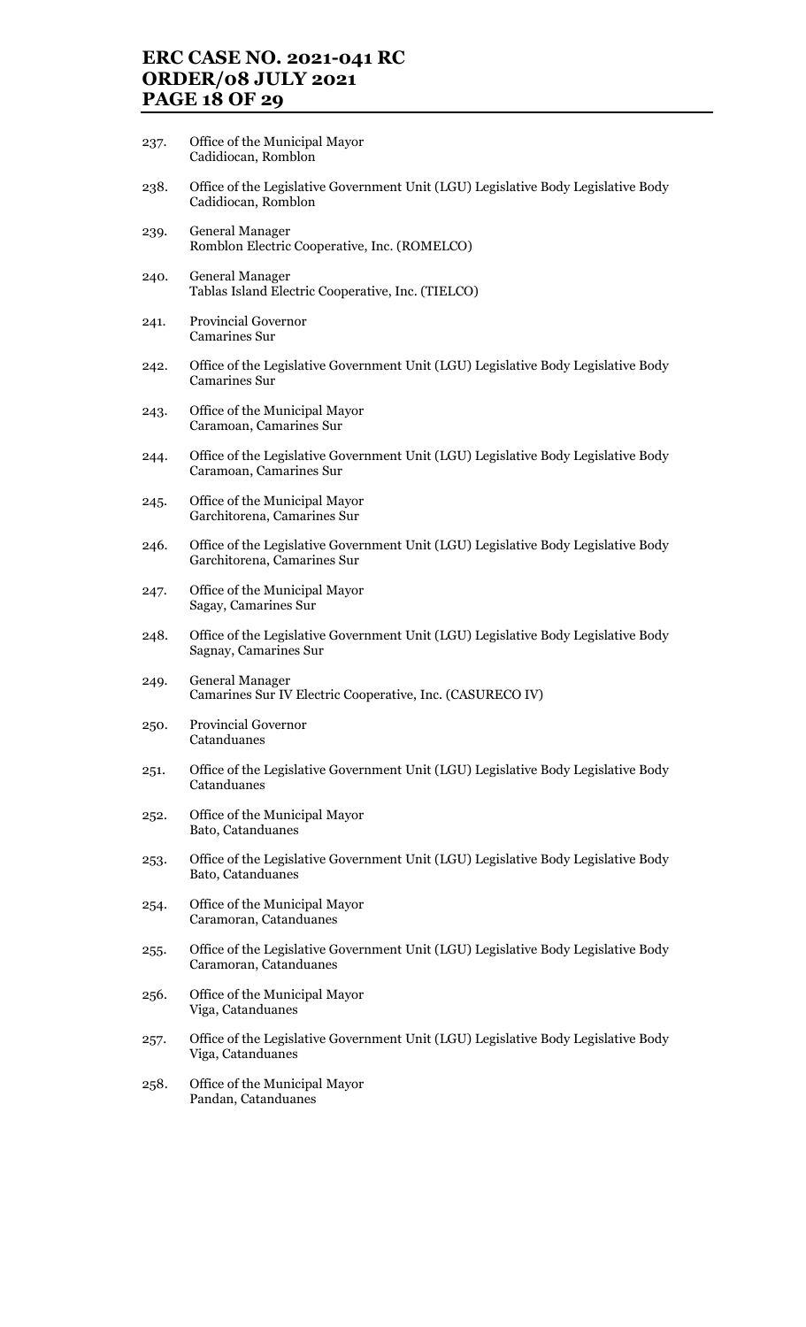237. Office of the Municipal Mayor
     Cadidiocan, Romblon

238. Office of the Legislative Government Unit (LGU) Legislative Body Legislative Body
     Cadidiocan, Romblon

239. General Manager
     Romblon Electric Cooperative, Inc. (ROMELCO)

240. General Manager
     Tablas Island Electric Cooperative, Inc. (TIELCO)

241. Provincial Governor
     Camarines Sur

242. Office of the Legislative Government Unit (LGU) Legislative Body Legislative Body
     Camarines Sur

243. Office of the Municipal Mayor
     Caramoan, Camarines Sur

244. Office of the Legislative Government Unit (LGU) Legislative Body Legislative Body
     Caramoan, Camarines Sur

245. Office of the Municipal Mayor
     Garchitorena, Camarines Sur

246. Office of the Legislative Government Unit (LGU) Legislative Body Legislative Body
     Garchitorena, Camarines Sur

247. Office of the Municipal Mayor
     Sagay, Camarines Sur

248. Office of the Legislative Government Unit (LGU) Legislative Body Legislative Body
     Sagnay, Camarines Sur

249. General Manager
     Camarines Sur IV Electric Cooperative, Inc. (CASURECO IV)

250. Provincial Governor
     Catanduanes

251. Office of the Legislative Government Unit (LGU) Legislative Body Legislative Body
     Catanduanes

252. Office of the Municipal Mayor
     Bato, Catanduanes

253. Office of the Legislative Government Unit (LGU) Legislative Body Legislative Body
     Bato, Catanduanes

254. Office of the Municipal Mayor
     Caramoran, Catanduanes

255. Office of the Legislative Government Unit (LGU) Legislative Body Legislative Body
     Caramoran, Catanduanes

256. Office of the Municipal Mayor
     Viga, Catanduanes

257. Office of the Legislative Government Unit (LGU) Legislative Body Legislative Body
     Viga, Catanduanes

258. Office of the Municipal Mayor
     Pandan, Catanduanes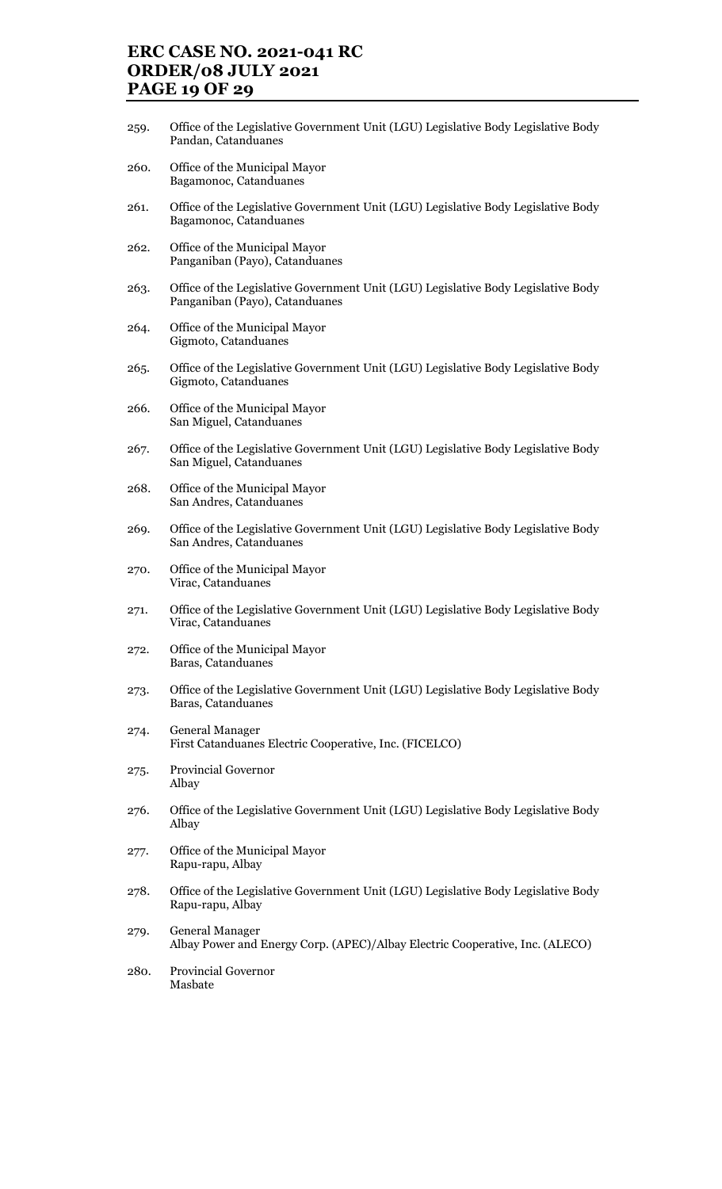259. Office of the Legislative Government Unit (LGU) Legislative Body Legislative Body
     Pandan, Catanduanes

260. Office of the Municipal Mayor
     Bagamonoc, Catanduanes

261. Office of the Legislative Government Unit (LGU) Legislative Body Legislative Body
     Bagamonoc, Catanduanes

262. Office of the Municipal Mayor
     Panganiban (Payo), Catanduanes

263. Office of the Legislative Government Unit (LGU) Legislative Body Legislative Body
     Panganiban (Payo), Catanduanes

264. Office of the Municipal Mayor
     Gigmoto, Catanduanes

265. Office of the Legislative Government Unit (LGU) Legislative Body Legislative Body
     Gigmoto, Catanduanes

266. Office of the Municipal Mayor
     San Miguel, Catanduanes

267. Office of the Legislative Government Unit (LGU) Legislative Body Legislative Body
     San Miguel, Catanduanes

268. Office of the Municipal Mayor
     San Andres, Catanduanes

269. Office of the Legislative Government Unit (LGU) Legislative Body Legislative Body
     San Andres, Catanduanes

270. Office of the Municipal Mayor
     Virac, Catanduanes

271. Office of the Legislative Government Unit (LGU) Legislative Body Legislative Body
     Virac, Catanduanes

272. Office of the Municipal Mayor
     Baras, Catanduanes

273. Office of the Legislative Government Unit (LGU) Legislative Body Legislative Body
     Baras, Catanduanes

274. General Manager
     First Catanduanes Electric Cooperative, Inc. (FICELCO)

275. Provincial Governor
     Albay

276. Office of the Legislative Government Unit (LGU) Legislative Body Legislative Body
     Albay

277. Office of the Municipal Mayor
     Rapu-rapu, Albay

278. Office of the Legislative Government Unit (LGU) Legislative Body Legislative Body
     Rapu-rapu, Albay

279. General Manager
     Albay Power and Energy Corp. (APEC)/Albay Electric Cooperative, Inc. (ALECO)

280. Provincial Governor
     Masbate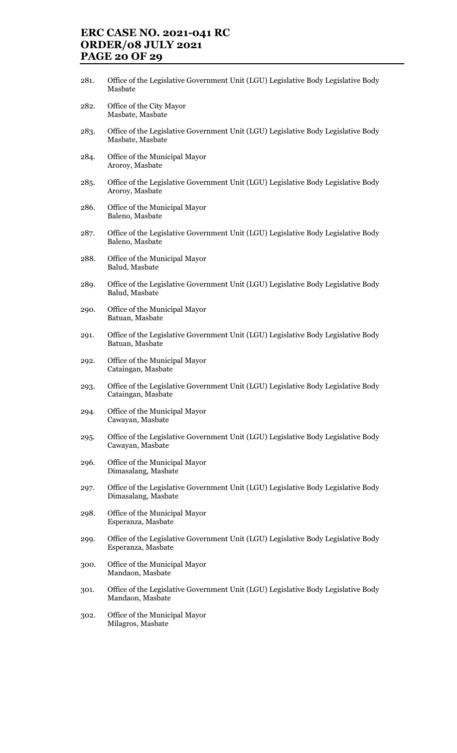281. Office of the Legislative Government Unit (LGU) Legislative Body Legislative Body
Masbate

282. Office of the City Mayor
Masbate, Masbate

283. Office of the Legislative Government Unit (LGU) Legislative Body Legislative Body
Masbate, Masbate

284. Office of the Municipal Mayor
Aroroy, Masbate

285. Office of the Legislative Government Unit (LGU) Legislative Body Legislative Body
Aroroy, Masbate

286. Office of the Municipal Mayor
Baleno, Masbate

287. Office of the Legislative Government Unit (LGU) Legislative Body Legislative Body
Baleno, Masbate

288. Office of the Municipal Mayor
Balud, Masbate

289. Office of the Legislative Government Unit (LGU) Legislative Body Legislative Body
Balud, Masbate

290. Office of the Municipal Mayor
Batuan, Masbate

291. Office of the Legislative Government Unit (LGU) Legislative Body Legislative Body
Batuan, Masbate

292. Office of the Municipal Mayor
Cataingan, Masbate

293. Office of the Legislative Government Unit (LGU) Legislative Body Legislative Body
Cataingan, Masbate

294. Office of the Municipal Mayor
Cawayan, Masbate

295. Office of the Legislative Government Unit (LGU) Legislative Body Legislative Body
Cawayan, Masbate

296. Office of the Municipal Mayor
Dimasalang, Masbate

297. Office of the Legislative Government Unit (LGU) Legislative Body Legislative Body
Dimasalang, Masbate

298. Office of the Municipal Mayor
Esperanza, Masbate

299. Office of the Legislative Government Unit (LGU) Legislative Body Legislative Body
Esperanza, Masbate

300. Office of the Municipal Mayor
Mandaon, Masbate

301. Office of the Legislative Government Unit (LGU) Legislative Body Legislative Body
Mandaon, Masbate

302. Office of the Municipal Mayor
Milagros, Masbate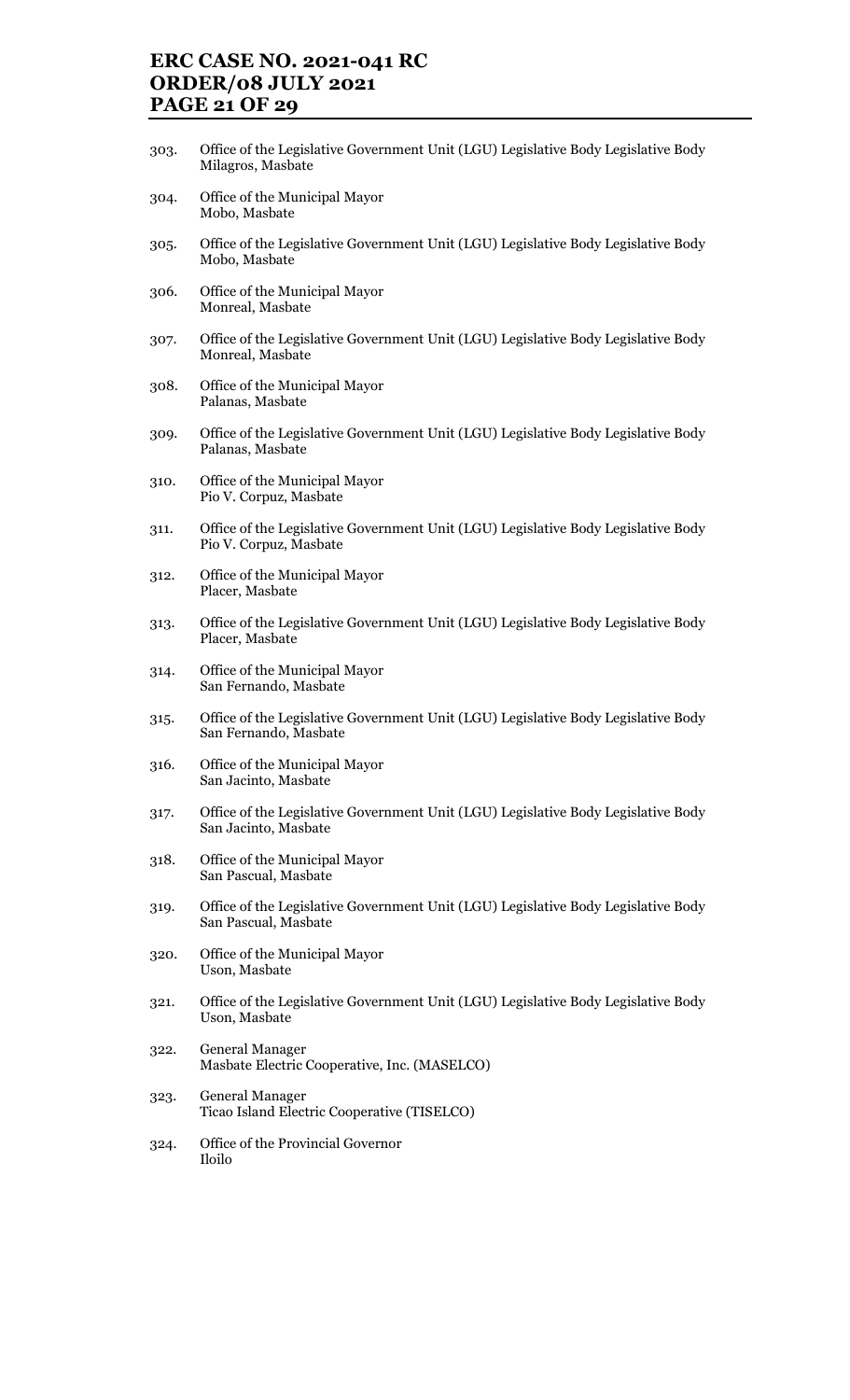303. Office of the Legislative Government Unit (LGU) Legislative Body Legislative Body
     Milagros, Masbate

304. Office of the Municipal Mayor
     Mobo, Masbate

305. Office of the Legislative Government Unit (LGU) Legislative Body Legislative Body
     Mobo, Masbate

306. Office of the Municipal Mayor
     Monreal, Masbate

307. Office of the Legislative Government Unit (LGU) Legislative Body Legislative Body
     Monreal, Masbate

308. Office of the Municipal Mayor
     Palanas, Masbate

309. Office of the Legislative Government Unit (LGU) Legislative Body Legislative Body
     Palanas, Masbate

310. Office of the Municipal Mayor
     Pio V. Corpuz, Masbate

311. Office of the Legislative Government Unit (LGU) Legislative Body Legislative Body
     Pio V. Corpuz, Masbate

312. Office of the Municipal Mayor
     Placer, Masbate

313. Office of the Legislative Government Unit (LGU) Legislative Body Legislative Body
     Placer, Masbate

314. Office of the Municipal Mayor
     San Fernando, Masbate

315. Office of the Legislative Government Unit (LGU) Legislative Body Legislative Body
     San Fernando, Masbate

316. Office of the Municipal Mayor
     San Jacinto, Masbate

317. Office of the Legislative Government Unit (LGU) Legislative Body Legislative Body
     San Jacinto, Masbate

318. Office of the Municipal Mayor
     San Pascual, Masbate

319. Office of the Legislative Government Unit (LGU) Legislative Body Legislative Body
     San Pascual, Masbate

320. Office of the Municipal Mayor
     Uson, Masbate

321. Office of the Legislative Government Unit (LGU) Legislative Body Legislative Body
     Uson, Masbate

322. General Manager
     Masbate Electric Cooperative, Inc. (MASELCO)

323. General Manager
     Ticao Island Electric Cooperative (TISELCO)

324. Office of the Provincial Governor
     Iloilo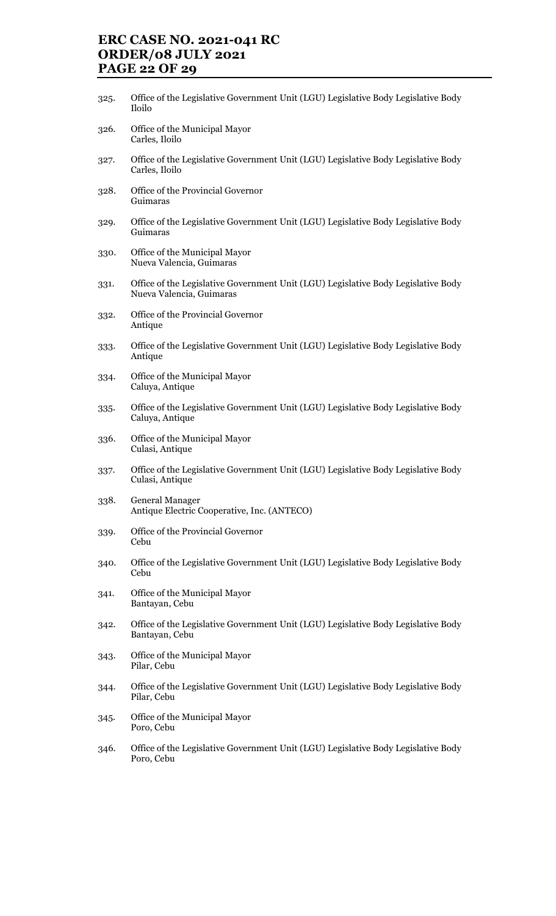325. Office of the Legislative Government Unit (LGU) Legislative Body Legislative Body
Iloilo

326. Office of the Municipal Mayor
Carles, Iloilo

327. Office of the Legislative Government Unit (LGU) Legislative Body Legislative Body
Carles, Iloilo

328. Office of the Provincial Governor
Guimaras

329. Office of the Legislative Government Unit (LGU) Legislative Body Legislative Body
Guimaras

330. Office of the Municipal Mayor
Nueva Valencia, Guimaras

331. Office of the Legislative Government Unit (LGU) Legislative Body Legislative Body
Nueva Valencia, Guimaras

332. Office of the Provincial Governor
Antique

333. Office of the Legislative Government Unit (LGU) Legislative Body Legislative Body
Antique

334. Office of the Municipal Mayor
Caluya, Antique

335. Office of the Legislative Government Unit (LGU) Legislative Body Legislative Body
Caluya, Antique

336. Office of the Municipal Mayor
Culasi, Antique

337. Office of the Legislative Government Unit (LGU) Legislative Body Legislative Body
Culasi, Antique

338. General Manager
Antique Electric Cooperative, Inc. (ANTECO)

339. Office of the Provincial Governor
Cebu

340. Office of the Legislative Government Unit (LGU) Legislative Body Legislative Body
Cebu

341. Office of the Municipal Mayor
Bantayan, Cebu

342. Office of the Legislative Government Unit (LGU) Legislative Body Legislative Body
Bantayan, Cebu

343. Office of the Municipal Mayor
Pilar, Cebu

344. Office of the Legislative Government Unit (LGU) Legislative Body Legislative Body
Pilar, Cebu

345. Office of the Municipal Mayor
Poro, Cebu

346. Office of the Legislative Government Unit (LGU) Legislative Body Legislative Body
Poro, Cebu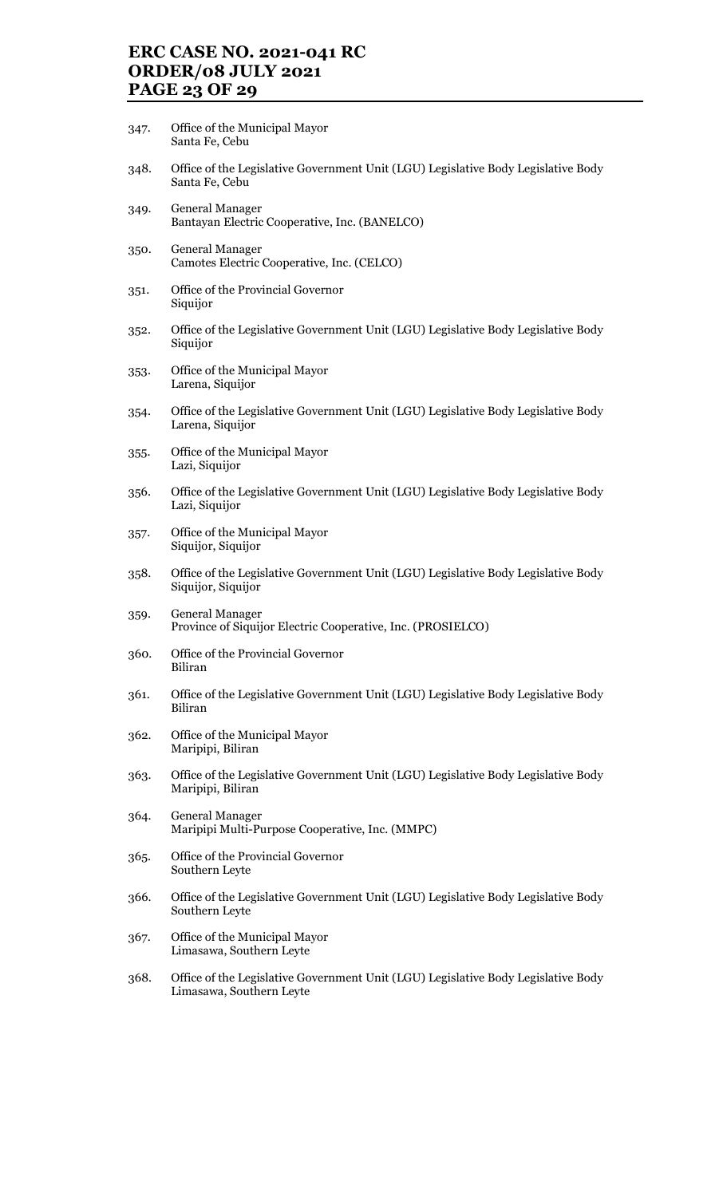347. Office of the Municipal Mayor
     Santa Fe, Cebu

348. Office of the Legislative Government Unit (LGU) Legislative Body Legislative Body
     Santa Fe, Cebu

349. General Manager
     Bantayan Electric Cooperative, Inc. (BANELCO)

350. General Manager
     Camotes Electric Cooperative, Inc. (CELCO)

351. Office of the Provincial Governor
     Siquijor

352. Office of the Legislative Government Unit (LGU) Legislative Body Legislative Body
     Siquijor

353. Office of the Municipal Mayor
     Larena, Siquijor

354. Office of the Legislative Government Unit (LGU) Legislative Body Legislative Body
     Larena, Siquijor

355. Office of the Municipal Mayor
     Lazi, Siquijor

356. Office of the Legislative Government Unit (LGU) Legislative Body Legislative Body
     Lazi, Siquijor

357. Office of the Municipal Mayor
     Siquijor, Siquijor

358. Office of the Legislative Government Unit (LGU) Legislative Body Legislative Body
     Siquijor, Siquijor

359. General Manager
     Province of Siquijor Electric Cooperative, Inc. (PROSIELCO)

360. Office of the Provincial Governor
     Biliran

361. Office of the Legislative Government Unit (LGU) Legislative Body Legislative Body
     Biliran

362. Office of the Municipal Mayor
     Maripipi, Biliran

363. Office of the Legislative Government Unit (LGU) Legislative Body Legislative Body
     Maripipi, Biliran

364. General Manager
     Maripipi Multi-Purpose Cooperative, Inc. (MMPC)

365. Office of the Provincial Governor
     Southern Leyte

366. Office of the Legislative Government Unit (LGU) Legislative Body Legislative Body
     Southern Leyte

367. Office of the Municipal Mayor
     Limasawa, Southern Leyte

368. Office of the Legislative Government Unit (LGU) Legislative Body Legislative Body
     Limasawa, Southern Leyte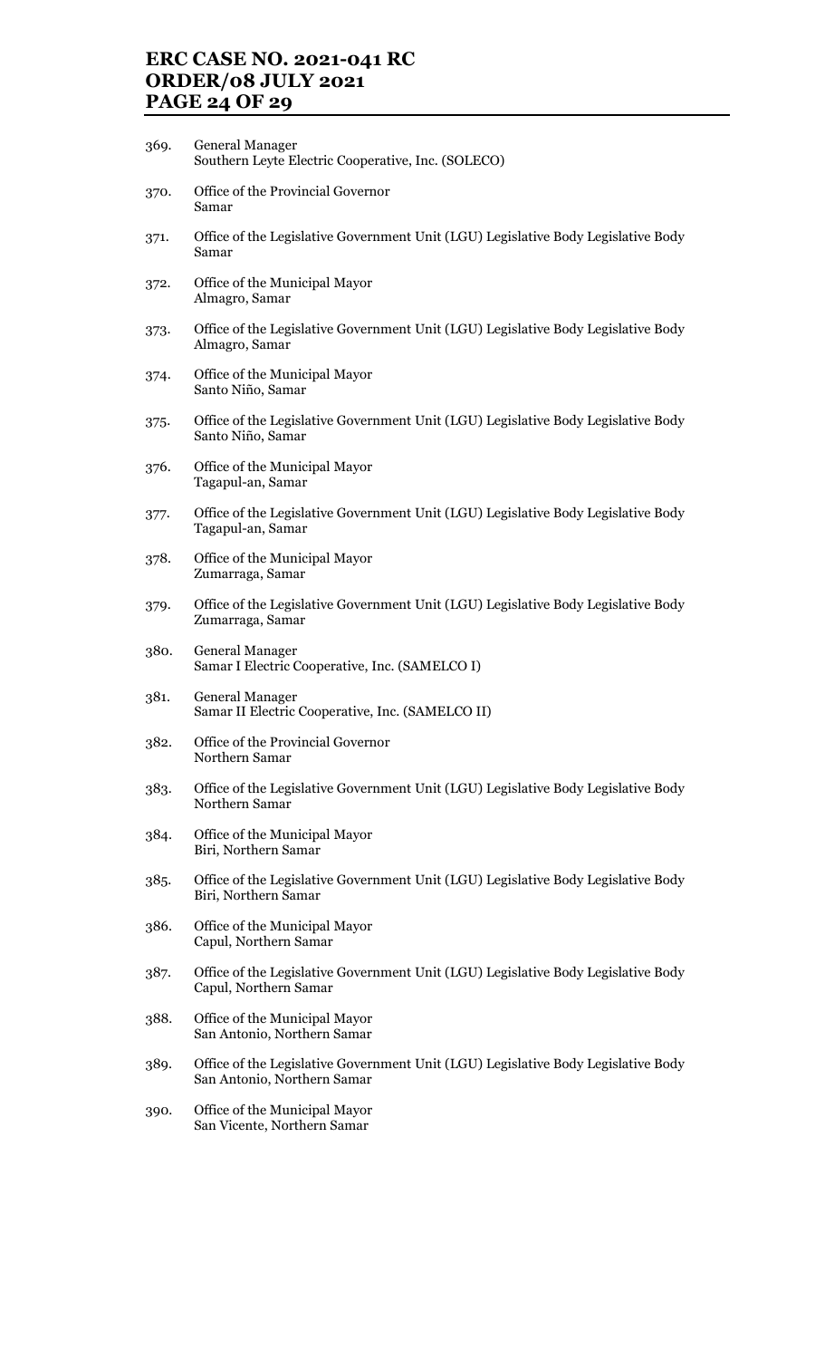369. General Manager
     Southern Leyte Electric Cooperative, Inc. (SOLECO)

370. Office of the Provincial Governor
     Samar

371. Office of the Legislative Government Unit (LGU) Legislative Body Legislative Body
     Samar

372. Office of the Municipal Mayor
     Almagro, Samar

373. Office of the Legislative Government Unit (LGU) Legislative Body Legislative Body
     Almagro, Samar

374. Office of the Municipal Mayor
     Santo Niño, Samar

375. Office of the Legislative Government Unit (LGU) Legislative Body Legislative Body
     Santo Niño, Samar

376. Office of the Municipal Mayor
     Tagapul-an, Samar

377. Office of the Legislative Government Unit (LGU) Legislative Body Legislative Body
     Tagapul-an, Samar

378. Office of the Municipal Mayor
     Zumarraga, Samar

379. Office of the Legislative Government Unit (LGU) Legislative Body Legislative Body
     Zumarraga, Samar

380. General Manager
     Samar I Electric Cooperative, Inc. (SAMELCO I)

381. General Manager
     Samar II Electric Cooperative, Inc. (SAMELCO II)

382. Office of the Provincial Governor
     Northern Samar

383. Office of the Legislative Government Unit (LGU) Legislative Body Legislative Body
     Northern Samar

384. Office of the Municipal Mayor
     Biri, Northern Samar

385. Office of the Legislative Government Unit (LGU) Legislative Body Legislative Body
     Biri, Northern Samar

386. Office of the Municipal Mayor
     Capul, Northern Samar

387. Office of the Legislative Government Unit (LGU) Legislative Body Legislative Body
     Capul, Northern Samar

388. Office of the Municipal Mayor
     San Antonio, Northern Samar

389. Office of the Legislative Government Unit (LGU) Legislative Body Legislative Body
     San Antonio, Northern Samar

390. Office of the Municipal Mayor
     San Vicente, Northern Samar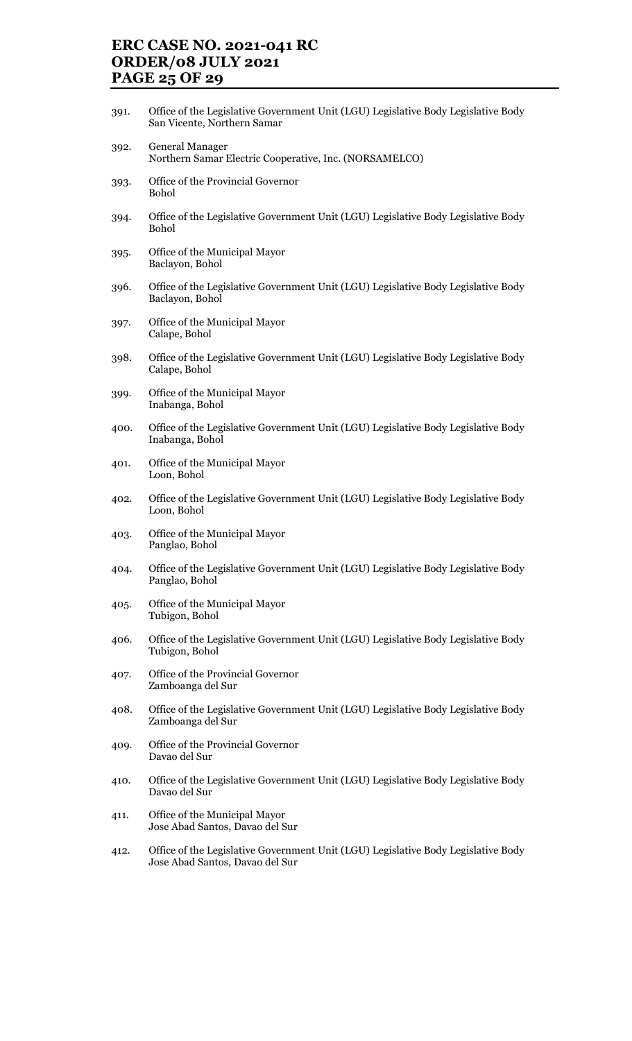391. Office of the Legislative Government Unit (LGU) Legislative Body Legislative Body
 San Vicente, Northern Samar

392. General Manager
 Northern Samar Electric Cooperative, Inc. (NORSAMELCO)

393. Office of the Provincial Governor
 Bohol

394. Office of the Legislative Government Unit (LGU) Legislative Body Legislative Body
 Bohol

395. Office of the Municipal Mayor
 Baclayon, Bohol

396. Office of the Legislative Government Unit (LGU) Legislative Body Legislative Body
 Baclayon, Bohol

397. Office of the Municipal Mayor
 Calape, Bohol

398. Office of the Legislative Government Unit (LGU) Legislative Body Legislative Body
 Calape, Bohol

399. Office of the Municipal Mayor
 Inabanga, Bohol

400. Office of the Legislative Government Unit (LGU) Legislative Body Legislative Body
 Inabanga, Bohol

401. Office of the Municipal Mayor
 Loon, Bohol

402. Office of the Legislative Government Unit (LGU) Legislative Body Legislative Body
 Loon, Bohol

403. Office of the Municipal Mayor
 Panglao, Bohol

404. Office of the Legislative Government Unit (LGU) Legislative Body Legislative Body
 Panglao, Bohol

405. Office of the Municipal Mayor
 Tubigon, Bohol

406. Office of the Legislative Government Unit (LGU) Legislative Body Legislative Body
 Tubigon, Bohol

407. Office of the Provincial Governor
 Zamboanga del Sur

408. Office of the Legislative Government Unit (LGU) Legislative Body Legislative Body
 Zamboanga del Sur

409. Office of the Provincial Governor
 Davao del Sur

410. Office of the Legislative Government Unit (LGU) Legislative Body Legislative Body
 Davao del Sur

411. Office of the Municipal Mayor
 Jose Abad Santos, Davao del Sur

412. Office of the Legislative Government Unit (LGU) Legislative Body Legislative Body
 Jose Abad Santos, Davao del Sur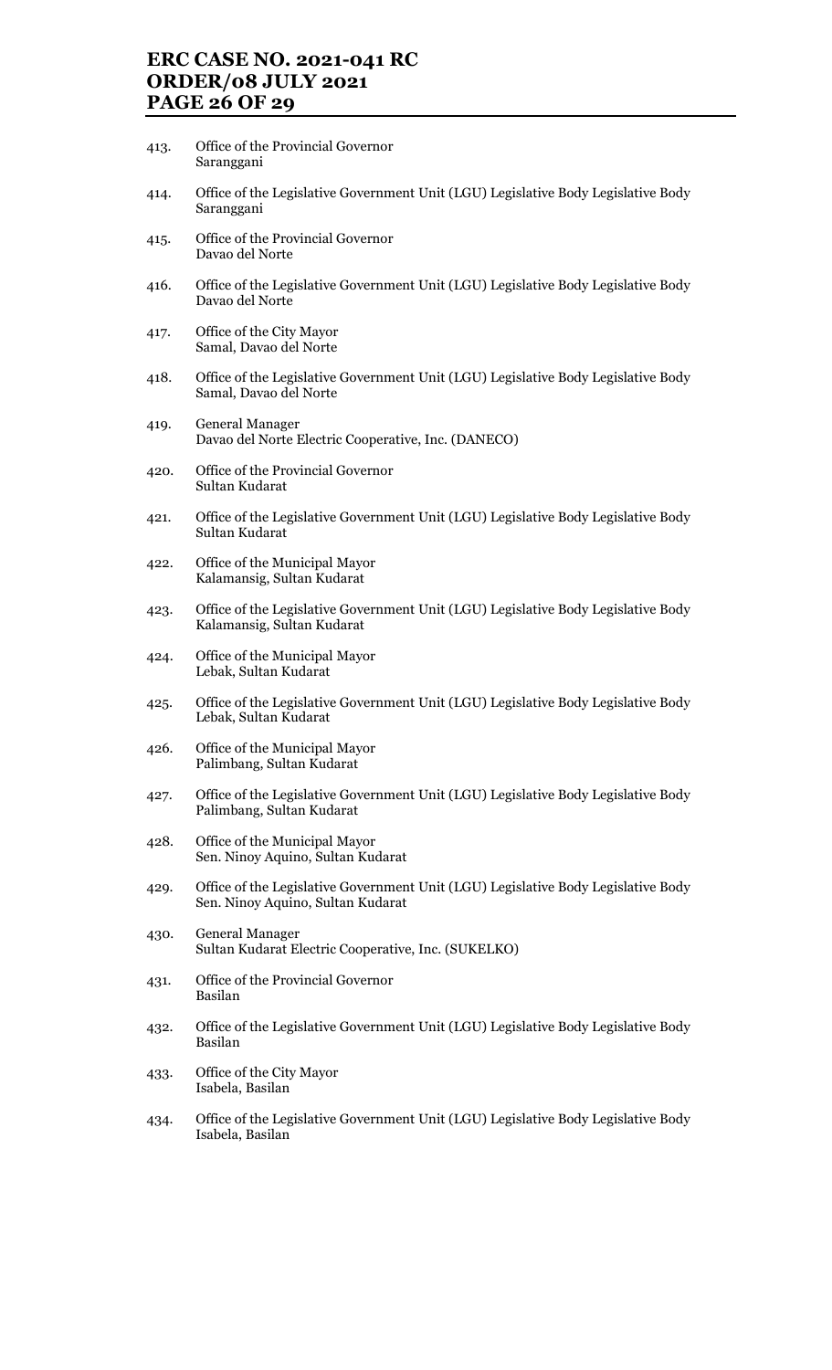413. Office of the Provincial Governor
     Saranggani

414. Office of the Legislative Government Unit (LGU) Legislative Body Legislative Body
     Saranggani

415. Office of the Provincial Governor
     Davao del Norte

416. Office of the Legislative Government Unit (LGU) Legislative Body Legislative Body
     Davao del Norte

417. Office of the City Mayor
     Samal, Davao del Norte

418. Office of the Legislative Government Unit (LGU) Legislative Body Legislative Body
     Samal, Davao del Norte

419. General Manager
     Davao del Norte Electric Cooperative, Inc. (DANECO)

420. Office of the Provincial Governor
     Sultan Kudarat

421. Office of the Legislative Government Unit (LGU) Legislative Body Legislative Body
     Sultan Kudarat

422. Office of the Municipal Mayor
     Kalamansig, Sultan Kudarat

423. Office of the Legislative Government Unit (LGU) Legislative Body Legislative Body
     Kalamansig, Sultan Kudarat

424. Office of the Municipal Mayor
     Lebak, Sultan Kudarat

425. Office of the Legislative Government Unit (LGU) Legislative Body Legislative Body
     Lebak, Sultan Kudarat

426. Office of the Municipal Mayor
     Palimbang, Sultan Kudarat

427. Office of the Legislative Government Unit (LGU) Legislative Body Legislative Body
     Palimbang, Sultan Kudarat

428. Office of the Municipal Mayor
     Sen. Ninoy Aquino, Sultan Kudarat

429. Office of the Legislative Government Unit (LGU) Legislative Body Legislative Body
     Sen. Ninoy Aquino, Sultan Kudarat

430. General Manager
     Sultan Kudarat Electric Cooperative, Inc. (SUKELKO)

431. Office of the Provincial Governor
     Basilan

432. Office of the Legislative Government Unit (LGU) Legislative Body Legislative Body
     Basilan

433. Office of the City Mayor
     Isabela, Basilan

434. Office of the Legislative Government Unit (LGU) Legislative Body Legislative Body
     Isabela, Basilan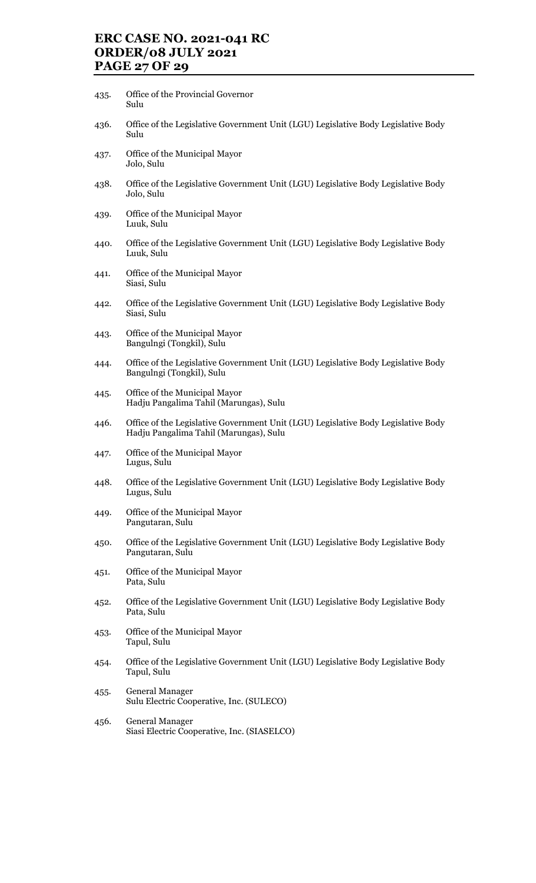435. Office of the Provincial Governor
Sulu

436. Office of the Legislative Government Unit (LGU) Legislative Body Legislative Body
Sulu

437. Office of the Municipal Mayor
Jolo, Sulu

438. Office of the Legislative Government Unit (LGU) Legislative Body Legislative Body
Jolo, Sulu

439. Office of the Municipal Mayor
Luuk, Sulu

440. Office of the Legislative Government Unit (LGU) Legislative Body Legislative Body
Luuk, Sulu

441. Office of the Municipal Mayor
Siasi, Sulu

442. Office of the Legislative Government Unit (LGU) Legislative Body Legislative Body
Siasi, Sulu

443. Office of the Municipal Mayor
Bangulngi (Tongkil), Sulu

444. Office of the Legislative Government Unit (LGU) Legislative Body Legislative Body
Bangulngi (Tongkil), Sulu

445. Office of the Municipal Mayor
Hadju Pangalima Tahil (Marungas), Sulu

446. Office of the Legislative Government Unit (LGU) Legislative Body Legislative Body
Hadju Pangalima Tahil (Marungas), Sulu

447. Office of the Municipal Mayor
Lugus, Sulu

448. Office of the Legislative Government Unit (LGU) Legislative Body Legislative Body
Lugus, Sulu

449. Office of the Municipal Mayor
Pangutaran, Sulu

450. Office of the Legislative Government Unit (LGU) Legislative Body Legislative Body
Pangutaran, Sulu

451. Office of the Municipal Mayor
Pata, Sulu

452. Office of the Legislative Government Unit (LGU) Legislative Body Legislative Body
Pata, Sulu

453. Office of the Municipal Mayor
Tapul, Sulu

454. Office of the Legislative Government Unit (LGU) Legislative Body Legislative Body
Tapul, Sulu

455. General Manager
Sulu Electric Cooperative, Inc. (SULECO)

456. General Manager
Siasi Electric Cooperative, Inc. (SIASELCO)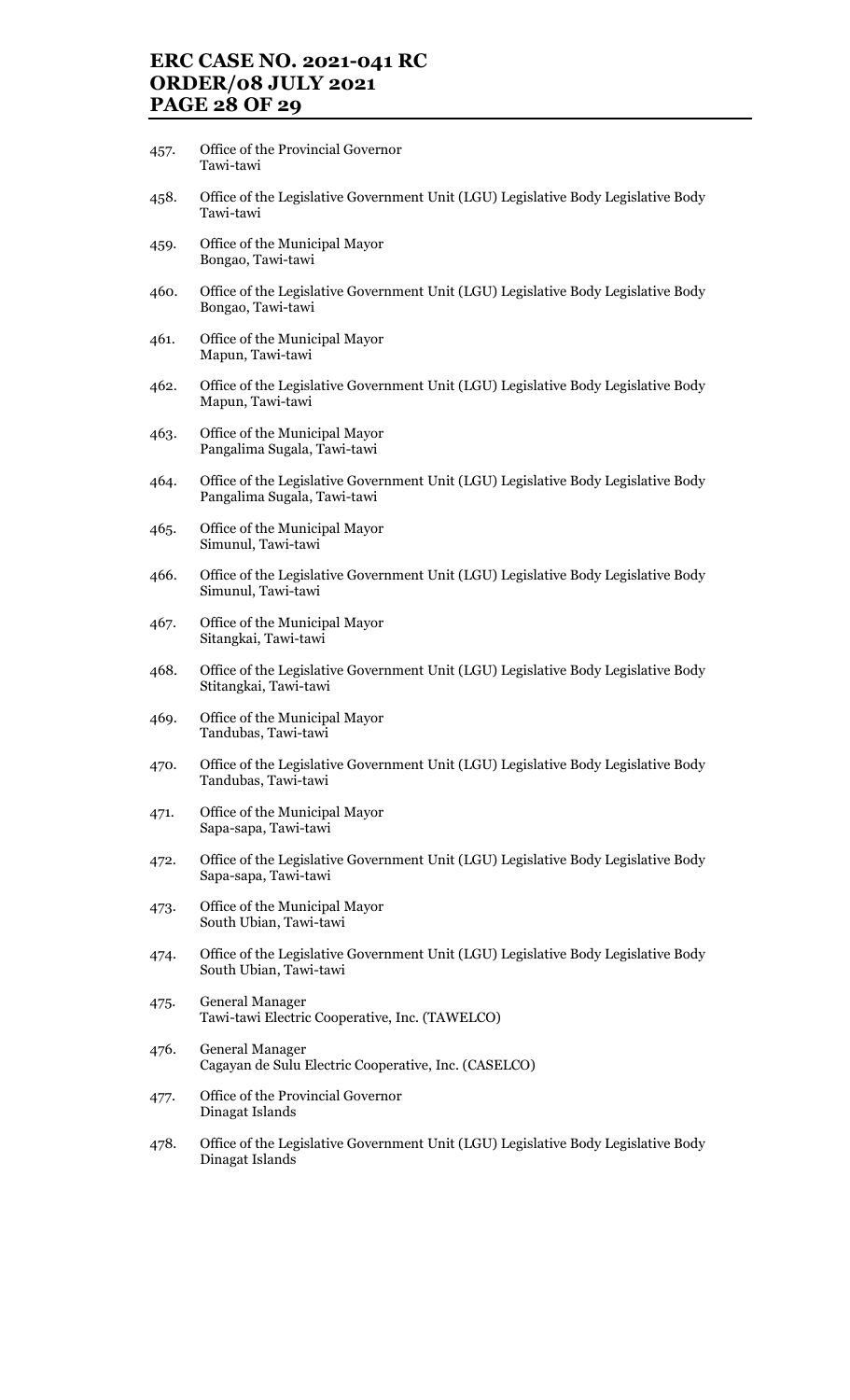457. Office of the Provincial Governor
Tawi-tawi

458. Office of the Legislative Government Unit (LGU) Legislative Body Legislative Body
Tawi-tawi

459. Office of the Municipal Mayor
Bongao, Tawi-tawi

460. Office of the Legislative Government Unit (LGU) Legislative Body Legislative Body
Bongao, Tawi-tawi

461. Office of the Municipal Mayor
Mapun, Tawi-tawi

462. Office of the Legislative Government Unit (LGU) Legislative Body Legislative Body
Mapun, Tawi-tawi

463. Office of the Municipal Mayor
Pangalima Sugala, Tawi-tawi

464. Office of the Legislative Government Unit (LGU) Legislative Body Legislative Body
Pangalima Sugala, Tawi-tawi

465. Office of the Municipal Mayor
Simunul, Tawi-tawi

466. Office of the Legislative Government Unit (LGU) Legislative Body Legislative Body
Simunul, Tawi-tawi

467. Office of the Municipal Mayor
Sitangkai, Tawi-tawi

468. Office of the Legislative Government Unit (LGU) Legislative Body Legislative Body
Stitangkai, Tawi-tawi

469. Office of the Municipal Mayor
Tandubas, Tawi-tawi

470. Office of the Legislative Government Unit (LGU) Legislative Body Legislative Body
Tandubas, Tawi-tawi

471. Office of the Municipal Mayor
Sapa-sapa, Tawi-tawi

472. Office of the Legislative Government Unit (LGU) Legislative Body Legislative Body
Sapa-sapa, Tawi-tawi

473. Office of the Municipal Mayor
South Ubian, Tawi-tawi

474. Office of the Legislative Government Unit (LGU) Legislative Body Legislative Body
South Ubian, Tawi-tawi

475. General Manager
Tawi-tawi Electric Cooperative, Inc. (TAWELCO)

476. General Manager
Cagayan de Sulu Electric Cooperative, Inc. (CASELCO)

477. Office of the Provincial Governor
Dinagat Islands

478. Office of the Legislative Government Unit (LGU) Legislative Body Legislative Body
Dinagat Islands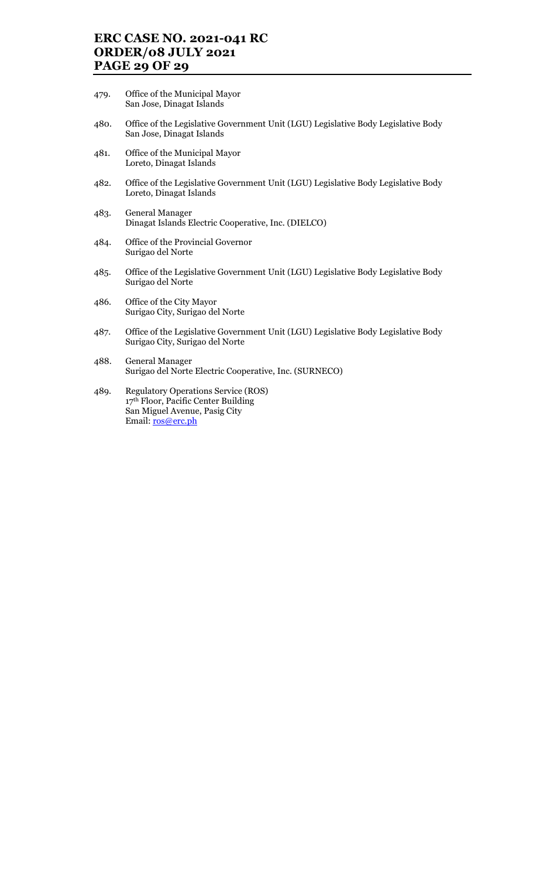479. Office of the Municipal Mayor
San Jose, Dinagat Islands

480. Office of the Legislative Government Unit (LGU) Legislative Body Legislative Body
San Jose, Dinagat Islands

481. Office of the Municipal Mayor
Loreto, Dinagat Islands

482. Office of the Legislative Government Unit (LGU) Legislative Body Legislative Body
Loreto, Dinagat Islands

483. General Manager
Dinagat Islands Electric Cooperative, Inc. (DIELCO)

484. Office of the Provincial Governor
Surigao del Norte

485. Office of the Legislative Government Unit (LGU) Legislative Body Legislative Body
Surigao del Norte

486. Office of the City Mayor
Surigao City, Surigao del Norte

487. Office of the Legislative Government Unit (LGU) Legislative Body Legislative Body
Surigao City, Surigao del Norte

488. General Manager
Surigao del Norte Electric Cooperative, Inc. (SURNECO)

489. Regulatory Operations Service (ROS)
17th Floor, Pacific Center Building
San Miguel Avenue, Pasig City
Email: ros@erc.ph